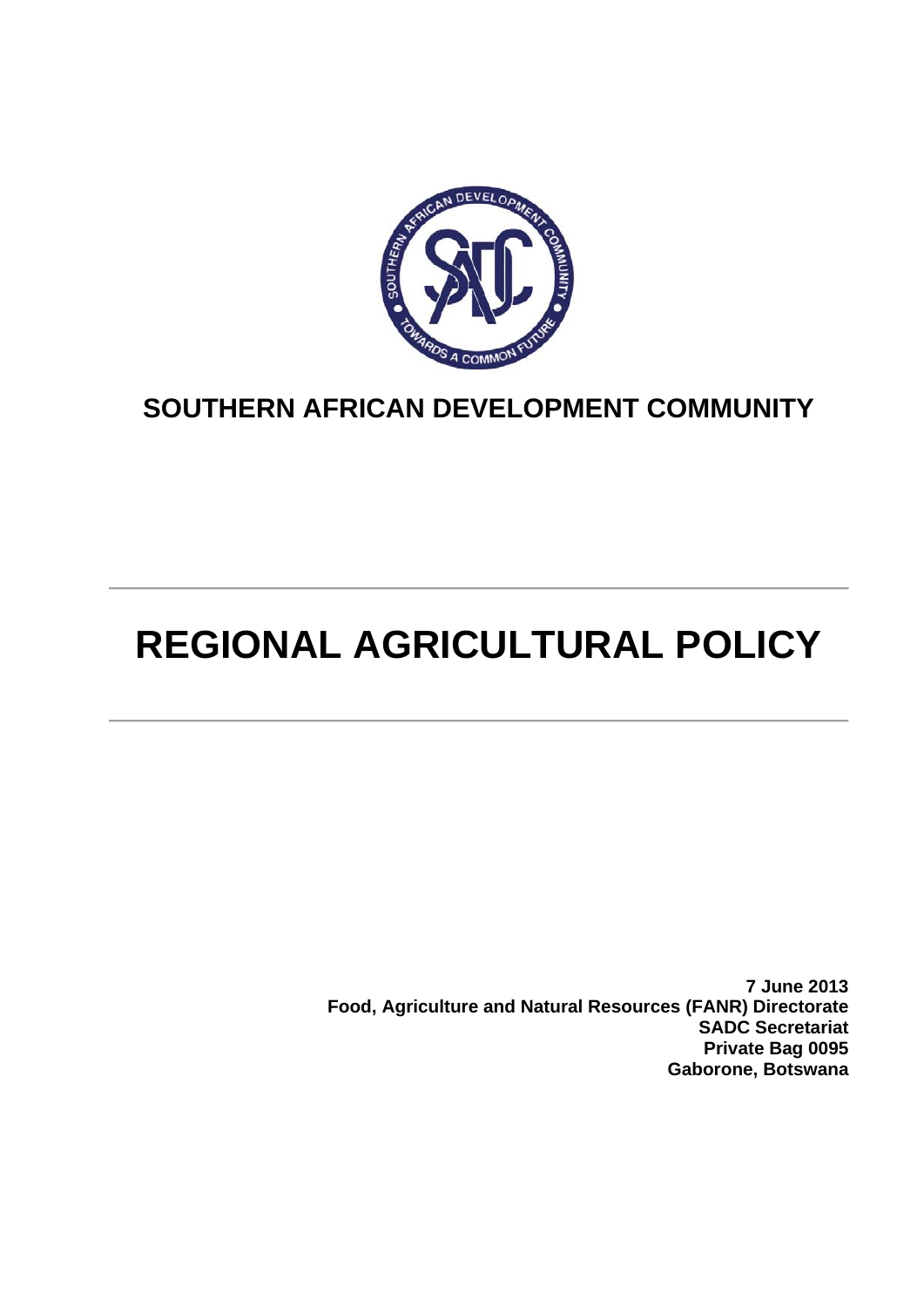**SOUTHERN AFRICAN DEVELOPMENT COMMUNITY**

# REGIONAL AGRICULTURAL POLICY

**7 June 2013**
**Food, Agriculture and Natural Resources (FANR) Directorate**
**SADC Secretariat**
**Private Bag 0095**
**Gaborone, Botswana**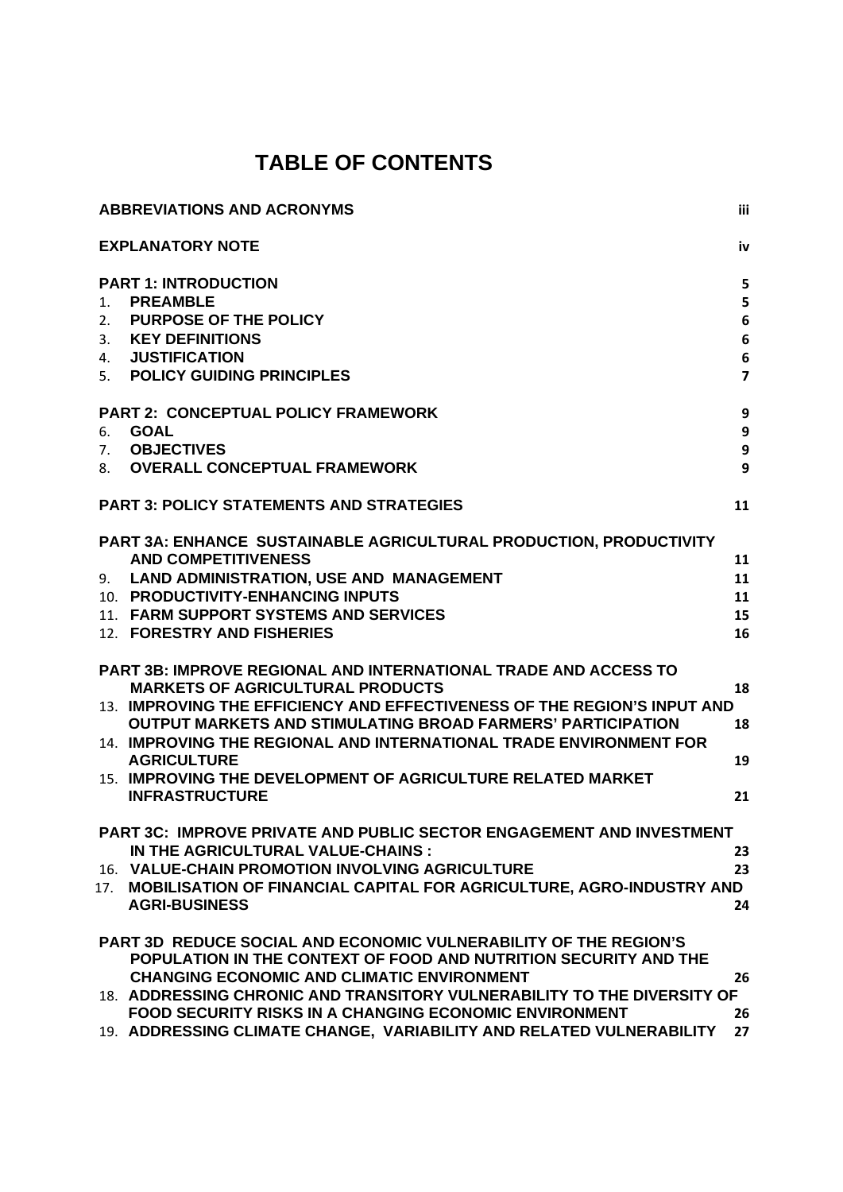# TABLE OF CONTENTS

| | |
|---|---|
| **ABBREVIATIONS AND ACRONYMS** | iii |
| **EXPLANATORY NOTE** | iv |
| **PART 1: INTRODUCTION** | 5 |
| 1. **PREAMBLE** | 5 |
| 2. **PURPOSE OF THE POLICY** | 6 |
| 3. **KEY DEFINITIONS** | 6 |
| 4. **JUSTIFICATION** | 6 |
| 5. **POLICY GUIDING PRINCIPLES** | 7 |
| **PART 2: CONCEPTUAL POLICY FRAMEWORK** | 9 |
| 6. **GOAL** | 9 |
| 7. **OBJECTIVES** | 9 |
| 8. **OVERALL CONCEPTUAL FRAMEWORK** | 9 |
| **PART 3: POLICY STATEMENTS AND STRATEGIES** | 11 |
| **PART 3A: ENHANCE SUSTAINABLE AGRICULTURAL PRODUCTION, PRODUCTIVITY AND COMPETITIVENESS** | 11 |
| 9. **LAND ADMINISTRATION, USE AND MANAGEMENT** | 11 |
| 10. **PRODUCTIVITY-ENHANCING INPUTS** | 11 |
| 11. **FARM SUPPORT SYSTEMS AND SERVICES** | 15 |
| 12. **FORESTRY AND FISHERIES** | 16 |
| **PART 3B: IMPROVE REGIONAL AND INTERNATIONAL TRADE AND ACCESS TO MARKETS OF AGRICULTURAL PRODUCTS** | 18 |
| 13. **IMPROVING THE EFFICIENCY AND EFFECTIVENESS OF THE REGION'S INPUT AND OUTPUT MARKETS AND STIMULATING BROAD FARMERS' PARTICIPATION** | 18 |
| 14. **IMPROVING THE REGIONAL AND INTERNATIONAL TRADE ENVIRONMENT FOR AGRICULTURE** | 19 |
| 15. **IMPROVING THE DEVELOPMENT OF AGRICULTURE RELATED MARKET INFRASTRUCTURE** | 21 |
| **PART 3C: IMPROVE PRIVATE AND PUBLIC SECTOR ENGAGEMENT AND INVESTMENT IN THE AGRICULTURAL VALUE-CHAINS :** | 23 |
| 16. **VALUE-CHAIN PROMOTION INVOLVING AGRICULTURE** | 23 |
| 17. **MOBILISATION OF FINANCIAL CAPITAL FOR AGRICULTURE, AGRO-INDUSTRY AND AGRI-BUSINESS** | 24 |
| **PART 3D REDUCE SOCIAL AND ECONOMIC VULNERABILITY OF THE REGION'S POPULATION IN THE CONTEXT OF FOOD AND NUTRITION SECURITY AND THE CHANGING ECONOMIC AND CLIMATIC ENVIRONMENT** | 26 |
| 18. **ADDRESSING CHRONIC AND TRANSITORY VULNERABILITY TO THE DIVERSITY OF FOOD SECURITY RISKS IN A CHANGING ECONOMIC ENVIRONMENT** | 26 |
| 19. **ADDRESSING CLIMATE CHANGE, VARIABILITY AND RELATED VULNERABILITY** | 27 |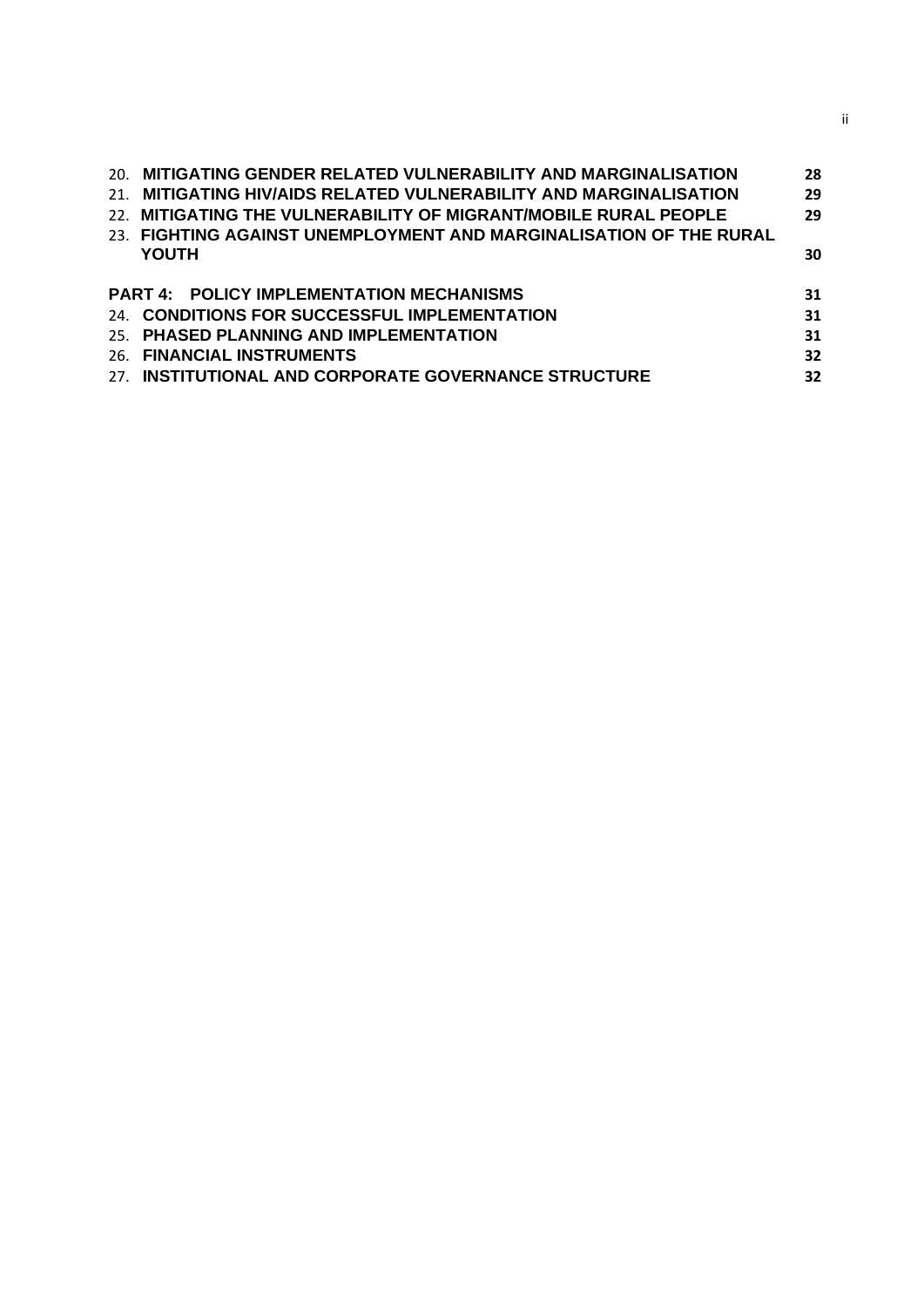20. **MITIGATING GENDER RELATED VULNERABILITY AND MARGINALISATION** 28
21. **MITIGATING HIV/AIDS RELATED VULNERABILITY AND MARGINALISATION** 29
22. **MITIGATING THE VULNERABILITY OF MIGRANT/MOBILE RURAL PEOPLE** 29
23. **FIGHTING AGAINST UNEMPLOYMENT AND MARGINALISATION OF THE RURAL YOUTH** 30

**PART 4: POLICY IMPLEMENTATION MECHANISMS** 31

24. **CONDITIONS FOR SUCCESSFUL IMPLEMENTATION** 31
25. **PHASED PLANNING AND IMPLEMENTATION** 31
26. **FINANCIAL INSTRUMENTS** 32
27. **INSTITUTIONAL AND CORPORATE GOVERNANCE STRUCTURE** 32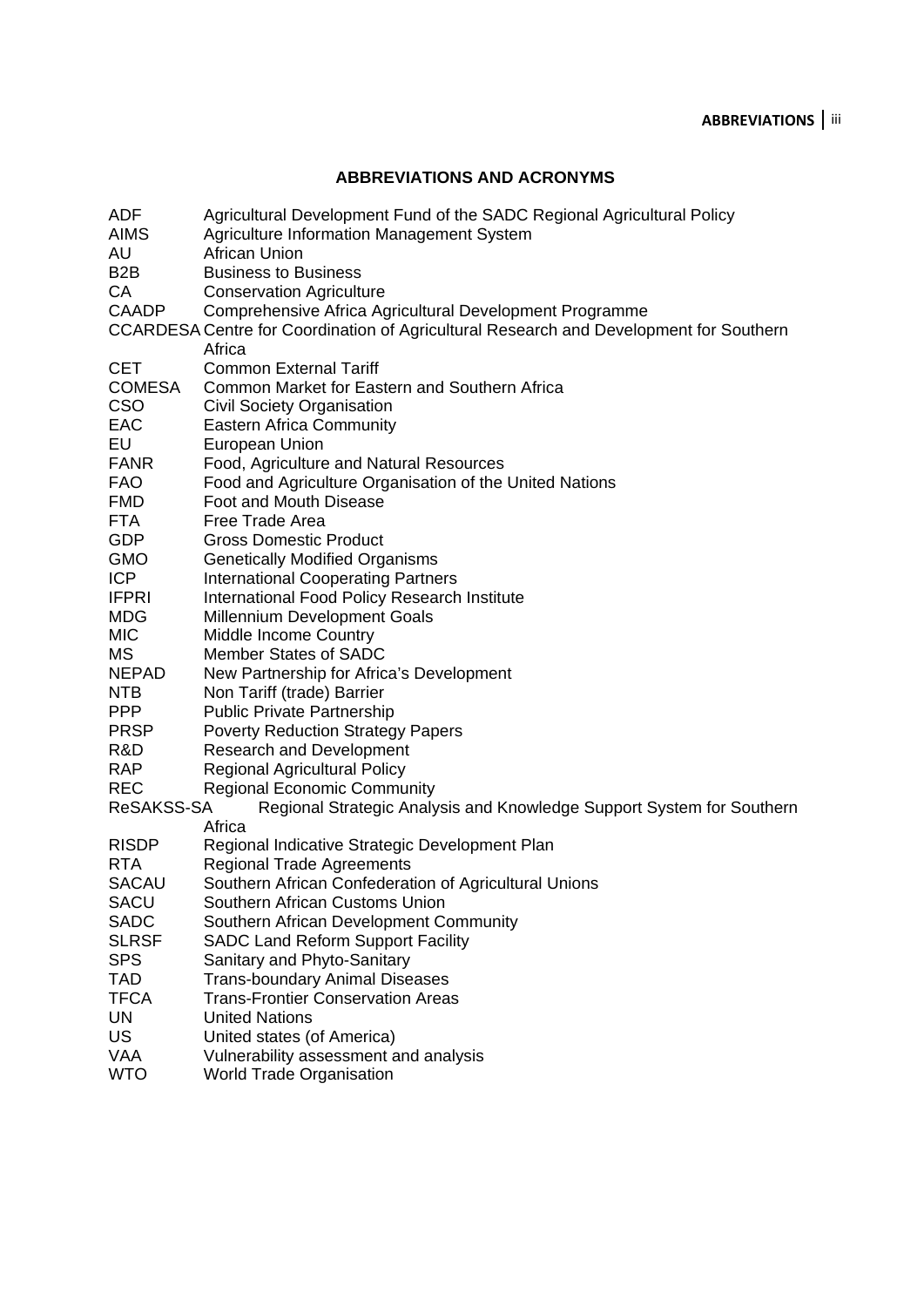## ABBREVIATIONS AND ACRONYMS

| | |
|---|---|
| ADF | Agricultural Development Fund of the SADC Regional Agricultural Policy |
| AIMS | Agriculture Information Management System |
| AU | African Union |
| B2B | Business to Business |
| CA | Conservation Agriculture |
| CAADP | Comprehensive Africa Agricultural Development Programme |
| CCARDESA | Centre for Coordination of Agricultural Research and Development for Southern Africa |
| CET | Common External Tariff |
| COMESA | Common Market for Eastern and Southern Africa |
| CSO | Civil Society Organisation |
| EAC | Eastern Africa Community |
| EU | European Union |
| FANR | Food, Agriculture and Natural Resources |
| FAO | Food and Agriculture Organisation of the United Nations |
| FMD | Foot and Mouth Disease |
| FTA | Free Trade Area |
| GDP | Gross Domestic Product |
| GMO | Genetically Modified Organisms |
| ICP | International Cooperating Partners |
| IFPRI | International Food Policy Research Institute |
| MDG | Millennium Development Goals |
| MIC | Middle Income Country |
| MS | Member States of SADC |
| NEPAD | New Partnership for Africa's Development |
| NTB | Non Tariff (trade) Barrier |
| PPP | Public Private Partnership |
| PRSP | Poverty Reduction Strategy Papers |
| R&D | Research and Development |
| RAP | Regional Agricultural Policy |
| REC | Regional Economic Community |
| ReSAKSS-SA | Regional Strategic Analysis and Knowledge Support System for Southern Africa |
| RISDP | Regional Indicative Strategic Development Plan |
| RTA | Regional Trade Agreements |
| SACAU | Southern African Confederation of Agricultural Unions |
| SACU | Southern African Customs Union |
| SADC | Southern African Development Community |
| SLRSF | SADC Land Reform Support Facility |
| SPS | Sanitary and Phyto-Sanitary |
| TAD | Trans-boundary Animal Diseases |
| TFCA | Trans-Frontier Conservation Areas |
| UN | United Nations |
| US | United states (of America) |
| VAA | Vulnerability assessment and analysis |
| WTO | World Trade Organisation |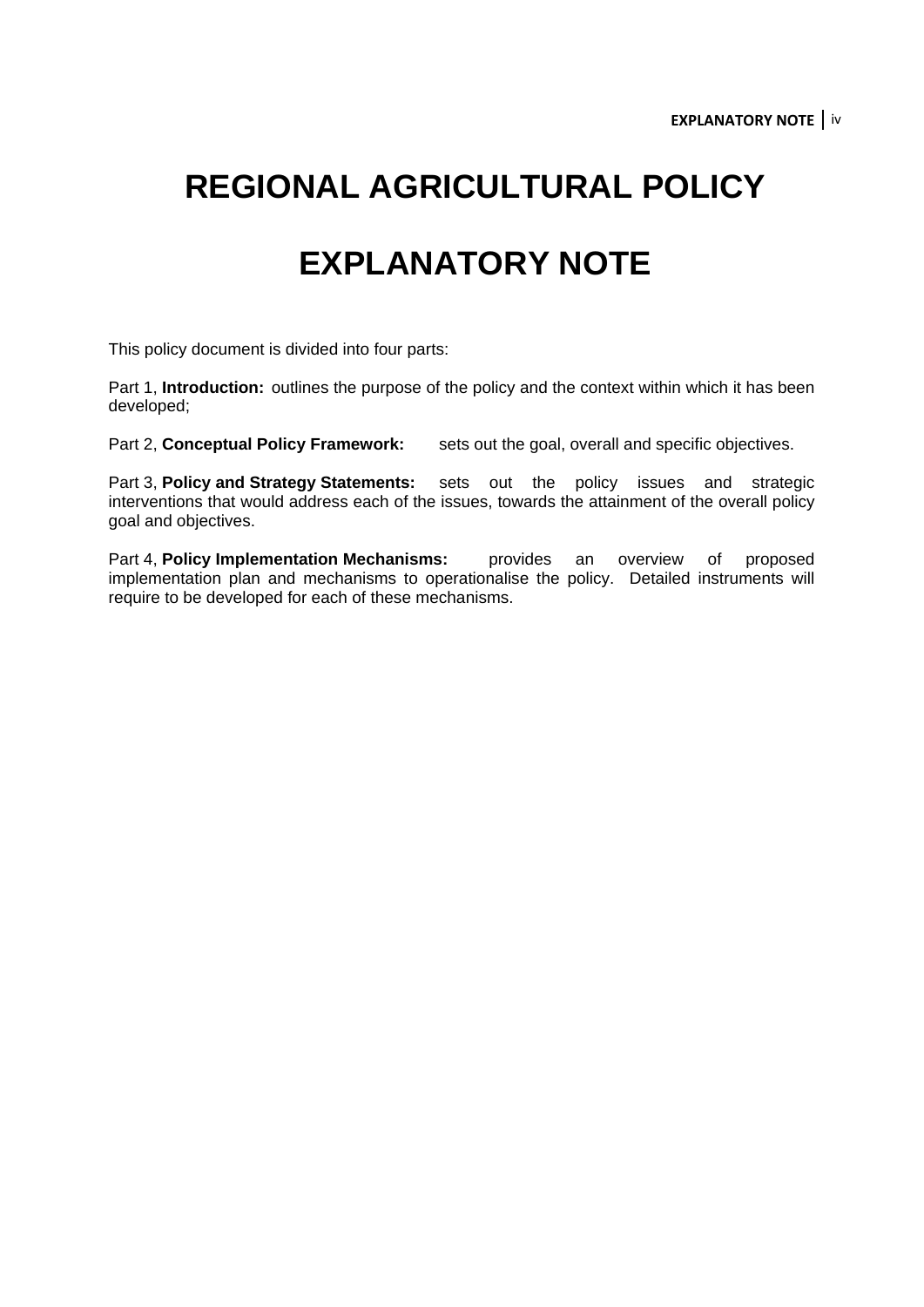# REGIONAL AGRICULTURAL POLICY

# EXPLANATORY NOTE

This policy document is divided into four parts:

Part 1, **Introduction:** outlines the purpose of the policy and the context within which it has been developed;

Part 2, **Conceptual Policy Framework:** sets out the goal, overall and specific objectives.

Part 3, **Policy and Strategy Statements:** sets out the policy issues and strategic interventions that would address each of the issues, towards the attainment of the overall policy goal and objectives.

Part 4, **Policy Implementation Mechanisms:** provides an overview of proposed implementation plan and mechanisms to operationalise the policy. Detailed instruments will require to be developed for each of these mechanisms.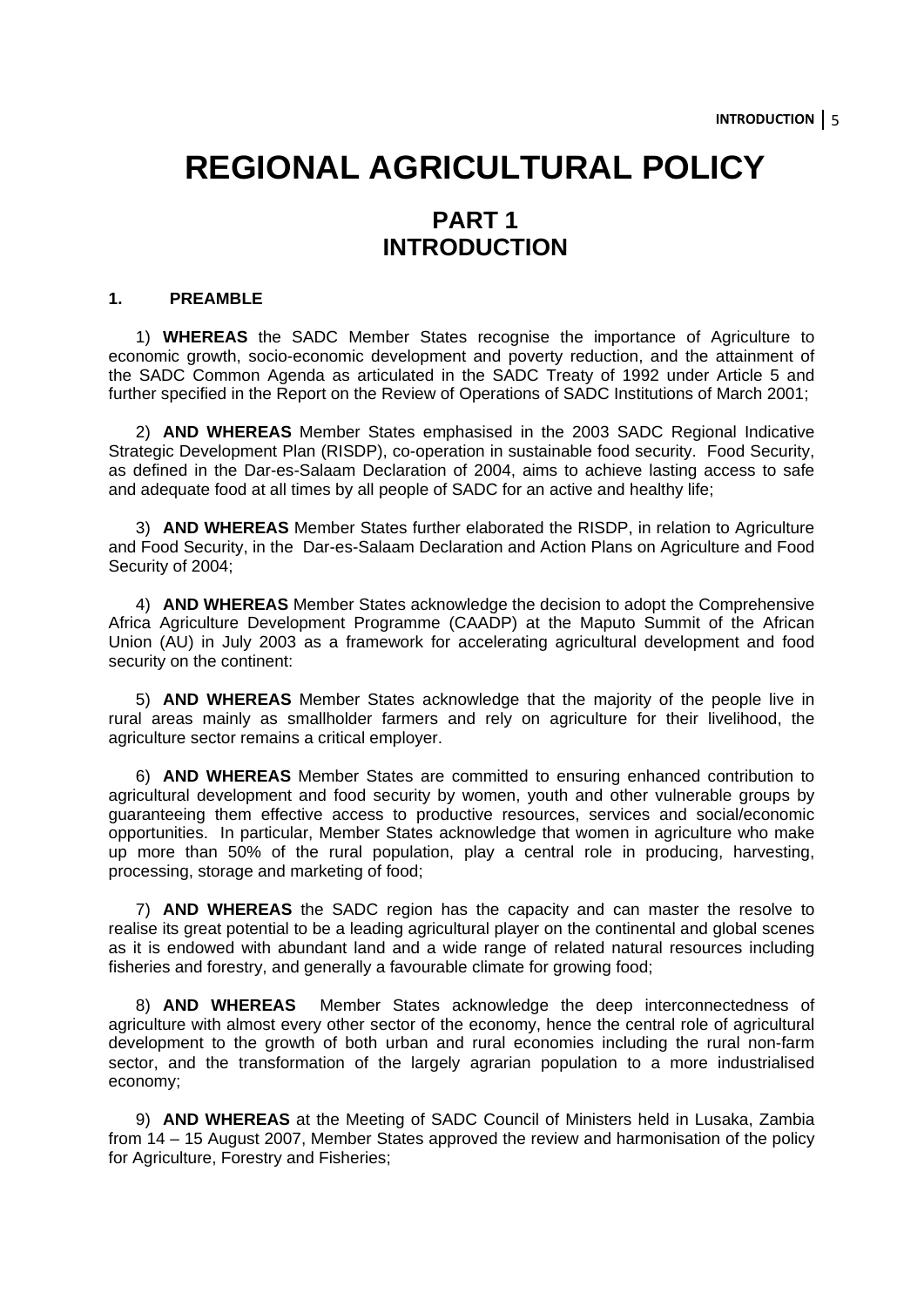# REGIONAL AGRICULTURAL POLICY

## PART 1
## INTRODUCTION

### 1. PREAMBLE

1) **WHEREAS** the SADC Member States recognise the importance of Agriculture to economic growth, socio-economic development and poverty reduction, and the attainment of the SADC Common Agenda as articulated in the SADC Treaty of 1992 under Article 5 and further specified in the Report on the Review of Operations of SADC Institutions of March 2001;

2) **AND WHEREAS** Member States emphasised in the 2003 SADC Regional Indicative Strategic Development Plan (RISDP), co-operation in sustainable food security. Food Security, as defined in the Dar-es-Salaam Declaration of 2004, aims to achieve lasting access to safe and adequate food at all times by all people of SADC for an active and healthy life;

3) **AND WHEREAS** Member States further elaborated the RISDP, in relation to Agriculture and Food Security, in the Dar-es-Salaam Declaration and Action Plans on Agriculture and Food Security of 2004;

4) **AND WHEREAS** Member States acknowledge the decision to adopt the Comprehensive Africa Agriculture Development Programme (CAADP) at the Maputo Summit of the African Union (AU) in July 2003 as a framework for accelerating agricultural development and food security on the continent:

5) **AND WHEREAS** Member States acknowledge that the majority of the people live in rural areas mainly as smallholder farmers and rely on agriculture for their livelihood, the agriculture sector remains a critical employer.

6) **AND WHEREAS** Member States are committed to ensuring enhanced contribution to agricultural development and food security by women, youth and other vulnerable groups by guaranteeing them effective access to productive resources, services and social/economic opportunities. In particular, Member States acknowledge that women in agriculture who make up more than 50% of the rural population, play a central role in producing, harvesting, processing, storage and marketing of food;

7) **AND WHEREAS** the SADC region has the capacity and can master the resolve to realise its great potential to be a leading agricultural player on the continental and global scenes as it is endowed with abundant land and a wide range of related natural resources including fisheries and forestry, and generally a favourable climate for growing food;

8) **AND WHEREAS** Member States acknowledge the deep interconnectedness of agriculture with almost every other sector of the economy, hence the central role of agricultural development to the growth of both urban and rural economies including the rural non-farm sector, and the transformation of the largely agrarian population to a more industrialised economy;

9) **AND WHEREAS** at the Meeting of SADC Council of Ministers held in Lusaka, Zambia from 14 – 15 August 2007, Member States approved the review and harmonisation of the policy for Agriculture, Forestry and Fisheries;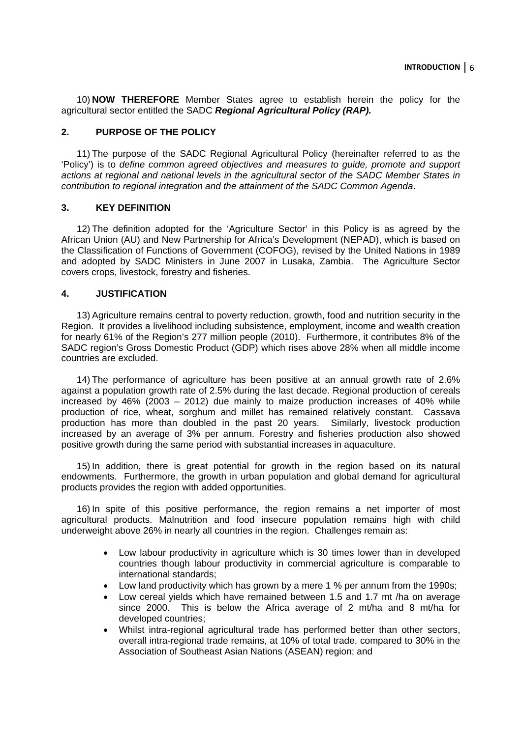10) **NOW THEREFORE** Member States agree to establish herein the policy for the agricultural sector entitled the SADC ***Regional Agricultural Policy (RAP).***

## 2. PURPOSE OF THE POLICY

11) The purpose of the SADC Regional Agricultural Policy (hereinafter referred to as the 'Policy') is to *define common agreed objectives and measures to guide, promote and support actions at regional and national levels in the agricultural sector of the SADC Member States in contribution to regional integration and the attainment of the SADC Common Agenda*.

## 3. KEY DEFINITION

12) The definition adopted for the 'Agriculture Sector' in this Policy is as agreed by the African Union (AU) and New Partnership for Africa's Development (NEPAD), which is based on the Classification of Functions of Government (COFOG), revised by the United Nations in 1989 and adopted by SADC Ministers in June 2007 in Lusaka, Zambia. The Agriculture Sector covers crops, livestock, forestry and fisheries.

## 4. JUSTIFICATION

13) Agriculture remains central to poverty reduction, growth, food and nutrition security in the Region. It provides a livelihood including subsistence, employment, income and wealth creation for nearly 61% of the Region's 277 million people (2010). Furthermore, it contributes 8% of the SADC region's Gross Domestic Product (GDP) which rises above 28% when all middle income countries are excluded.

14) The performance of agriculture has been positive at an annual growth rate of 2.6% against a population growth rate of 2.5% during the last decade. Regional production of cereals increased by 46% (2003 – 2012) due mainly to maize production increases of 40% while production of rice, wheat, sorghum and millet has remained relatively constant. Cassava production has more than doubled in the past 20 years. Similarly, livestock production increased by an average of 3% per annum. Forestry and fisheries production also showed positive growth during the same period with substantial increases in aquaculture.

15) In addition, there is great potential for growth in the region based on its natural endowments. Furthermore, the growth in urban population and global demand for agricultural products provides the region with added opportunities.

16) In spite of this positive performance, the region remains a net importer of most agricultural products. Malnutrition and food insecure population remains high with child underweight above 26% in nearly all countries in the region. Challenges remain as:

- Low labour productivity in agriculture which is 30 times lower than in developed countries though labour productivity in commercial agriculture is comparable to international standards;
- Low land productivity which has grown by a mere 1 % per annum from the 1990s;
- Low cereal yields which have remained between 1.5 and 1.7 mt /ha on average since 2000. This is below the Africa average of 2 mt/ha and 8 mt/ha for developed countries;
- Whilst intra-regional agricultural trade has performed better than other sectors, overall intra-regional trade remains, at 10% of total trade, compared to 30% in the Association of Southeast Asian Nations (ASEAN) region; and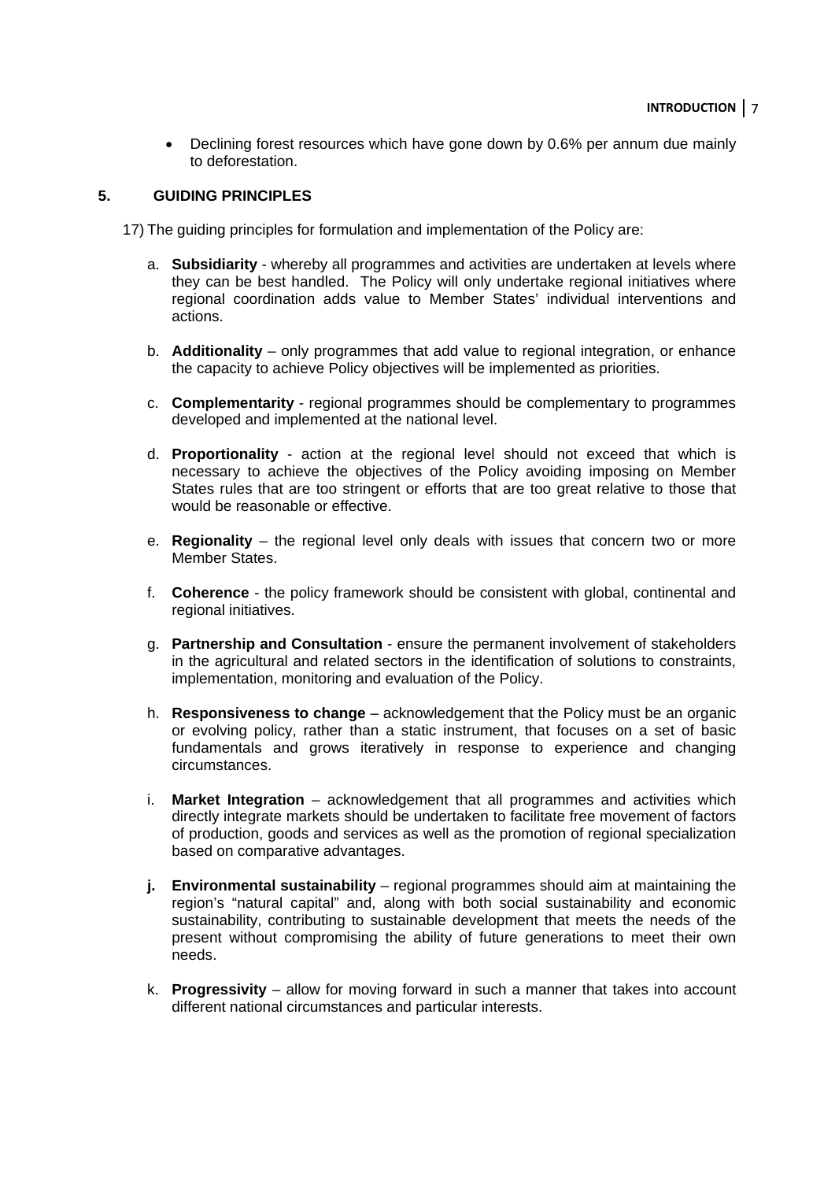- Declining forest resources which have gone down by 0.6% per annum due mainly to deforestation.

## 5. GUIDING PRINCIPLES

17) The guiding principles for formulation and implementation of the Policy are:

a. **Subsidiarity** - whereby all programmes and activities are undertaken at levels where they can be best handled. The Policy will only undertake regional initiatives where regional coordination adds value to Member States' individual interventions and actions.

b. **Additionality** – only programmes that add value to regional integration, or enhance the capacity to achieve Policy objectives will be implemented as priorities.

c. **Complementarity** - regional programmes should be complementary to programmes developed and implemented at the national level.

d. **Proportionality** - action at the regional level should not exceed that which is necessary to achieve the objectives of the Policy avoiding imposing on Member States rules that are too stringent or efforts that are too great relative to those that would be reasonable or effective.

e. **Regionality** – the regional level only deals with issues that concern two or more Member States.

f. **Coherence** - the policy framework should be consistent with global, continental and regional initiatives.

g. **Partnership and Consultation** - ensure the permanent involvement of stakeholders in the agricultural and related sectors in the identification of solutions to constraints, implementation, monitoring and evaluation of the Policy.

h. **Responsiveness to change** – acknowledgement that the Policy must be an organic or evolving policy, rather than a static instrument, that focuses on a set of basic fundamentals and grows iteratively in response to experience and changing circumstances.

i. **Market Integration** – acknowledgement that all programmes and activities which directly integrate markets should be undertaken to facilitate free movement of factors of production, goods and services as well as the promotion of regional specialization based on comparative advantages.

**j.** **Environmental sustainability** – regional programmes should aim at maintaining the region's "natural capital" and, along with both social sustainability and economic sustainability, contributing to sustainable development that meets the needs of the present without compromising the ability of future generations to meet their own needs.

k. **Progressivity** – allow for moving forward in such a manner that takes into account different national circumstances and particular interests.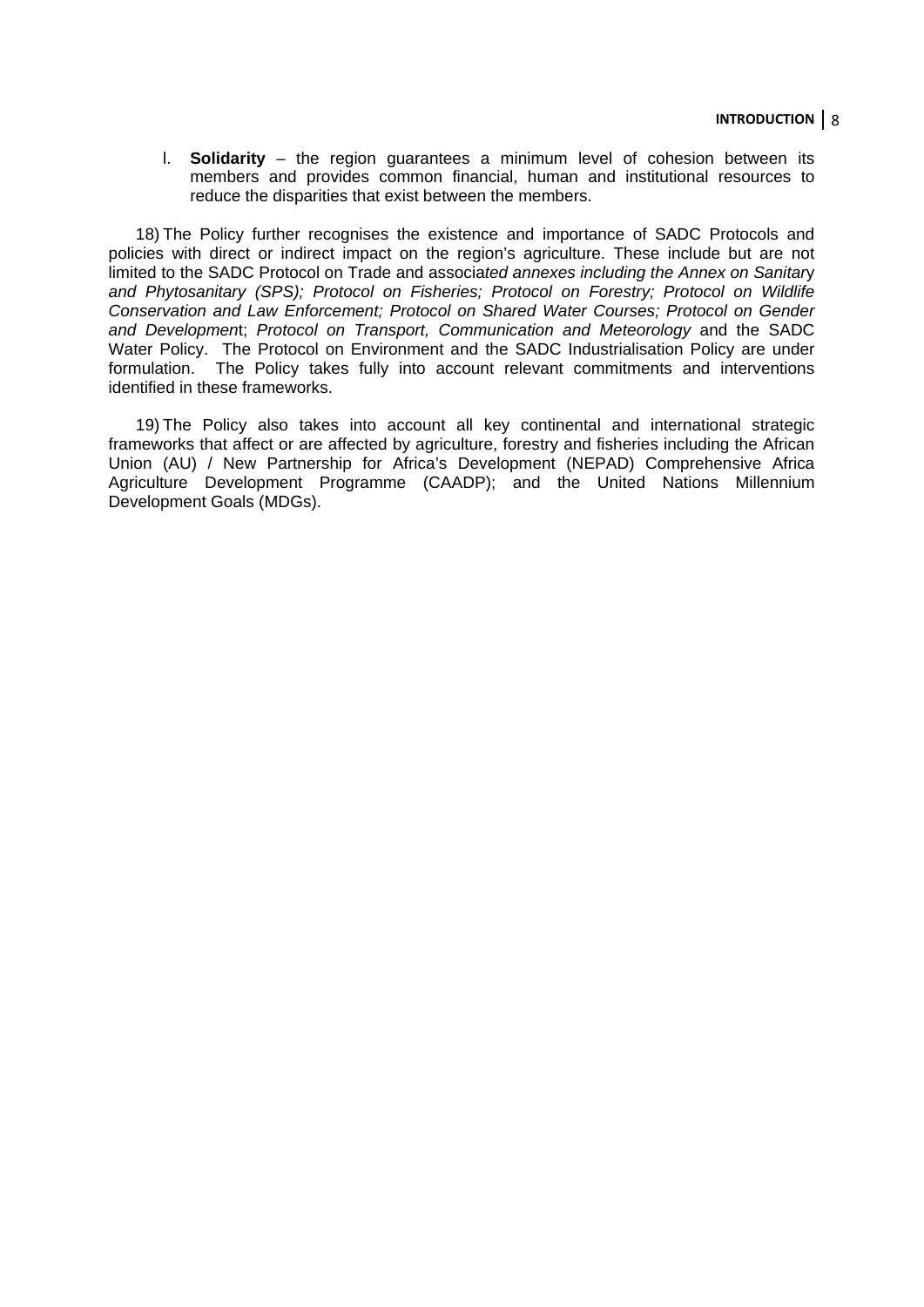l. **Solidarity** – the region guarantees a minimum level of cohesion between its members and provides common financial, human and institutional resources to reduce the disparities that exist between the members.

18) The Policy further recognises the existence and importance of SADC Protocols and policies with direct or indirect impact on the region's agriculture. These include but are not limited to the SADC Protocol on Trade and associa*ted annexes including the Annex on Sanitar*y *and Phytosanitary (SPS); Protocol on Fisheries; Protocol on Forestry; Protocol on Wildlife Conservation and Law Enforcement; Protocol on Shared Water Courses; Protocol on Gender and Developmen*t; *Protocol on Transport, Communication and Meteorology* and the SADC Water Policy. The Protocol on Environment and the SADC Industrialisation Policy are under formulation. The Policy takes fully into account relevant commitments and interventions identified in these frameworks.

19) The Policy also takes into account all key continental and international strategic frameworks that affect or are affected by agriculture, forestry and fisheries including the African Union (AU) / New Partnership for Africa's Development (NEPAD) Comprehensive Africa Agriculture Development Programme (CAADP); and the United Nations Millennium Development Goals (MDGs).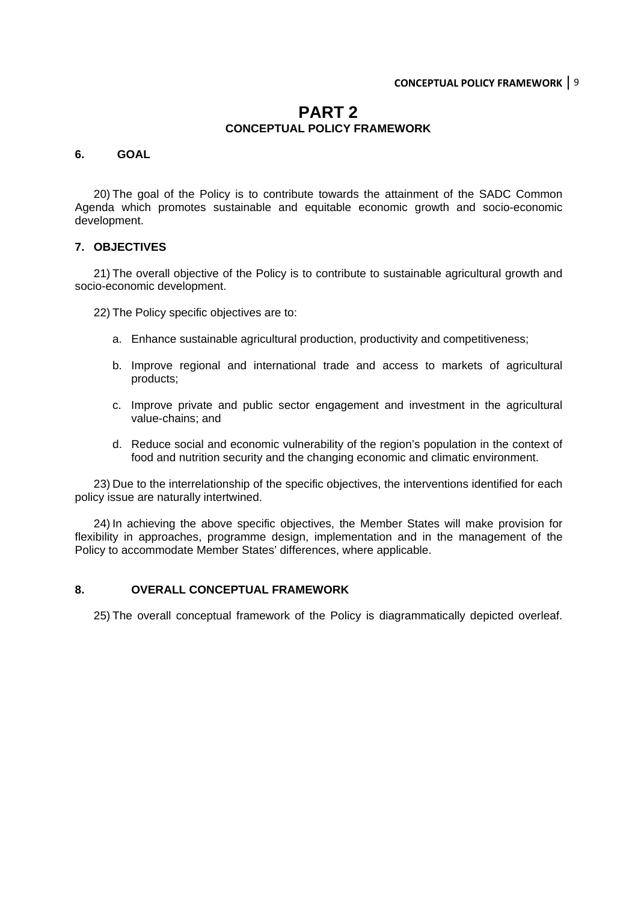# PART 2
## CONCEPTUAL POLICY FRAMEWORK

### 6. GOAL

20) The goal of the Policy is to contribute towards the attainment of the SADC Common Agenda which promotes sustainable and equitable economic growth and socio-economic development.

### 7. OBJECTIVES

21) The overall objective of the Policy is to contribute to sustainable agricultural growth and socio-economic development.

22) The Policy specific objectives are to:

a. Enhance sustainable agricultural production, productivity and competitiveness;

b. Improve regional and international trade and access to markets of agricultural products;

c. Improve private and public sector engagement and investment in the agricultural value-chains; and

d. Reduce social and economic vulnerability of the region's population in the context of food and nutrition security and the changing economic and climatic environment.

23) Due to the interrelationship of the specific objectives, the interventions identified for each policy issue are naturally intertwined.

24) In achieving the above specific objectives, the Member States will make provision for flexibility in approaches, programme design, implementation and in the management of the Policy to accommodate Member States' differences, where applicable.

### 8. OVERALL CONCEPTUAL FRAMEWORK

25) The overall conceptual framework of the Policy is diagrammatically depicted overleaf.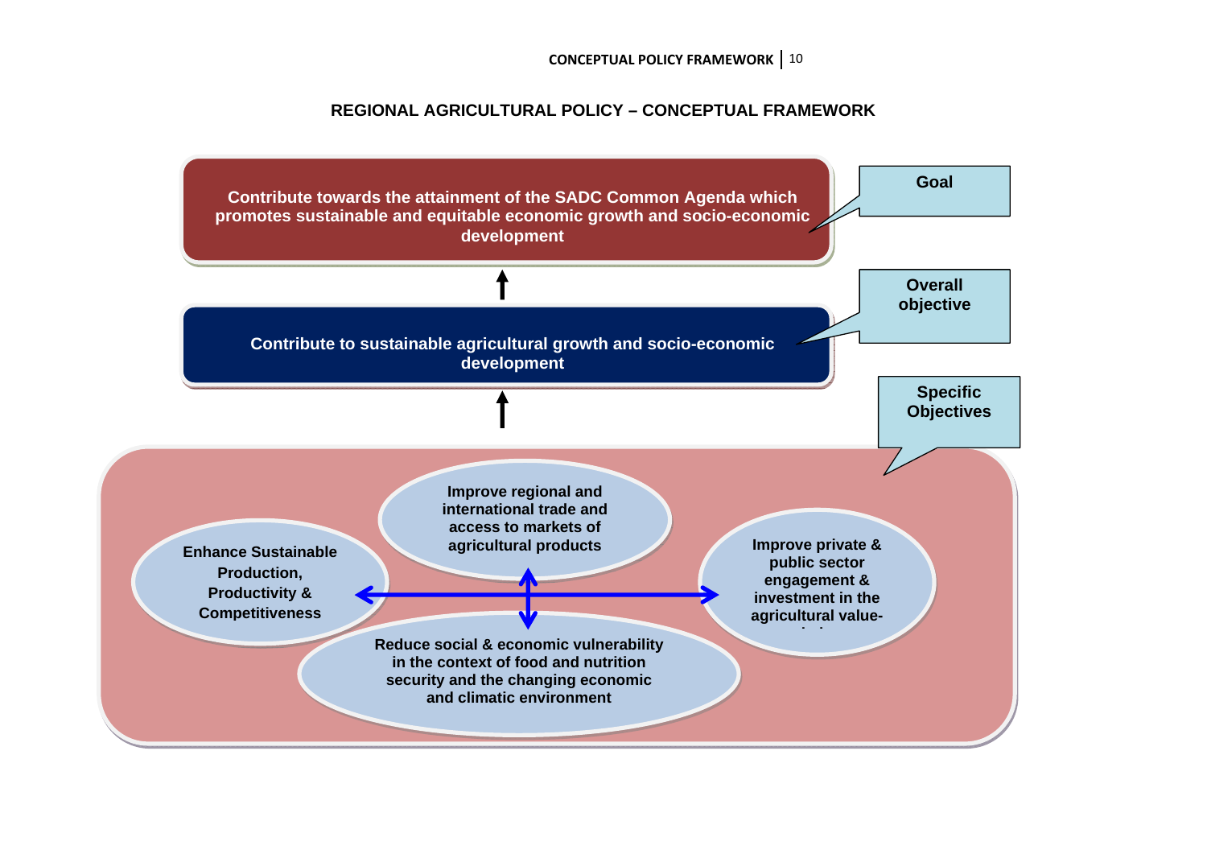## REGIONAL AGRICULTURAL POLICY – CONCEPTUAL FRAMEWORK

**Goal**

Contribute towards the attainment of the SADC Common Agenda which promotes sustainable and equitable economic growth and socio-economic development

**Overall objective**

Contribute to sustainable agricultural growth and socio-economic development

**Specific Objectives**

- Enhance Sustainable Production, Productivity & Competitiveness
- Improve regional and international trade and access to markets of agricultural products
- Improve private & public sector engagement & investment in the agricultural value-chains
- Reduce social & economic vulnerability in the context of food and nutrition security and the changing economic and climatic environment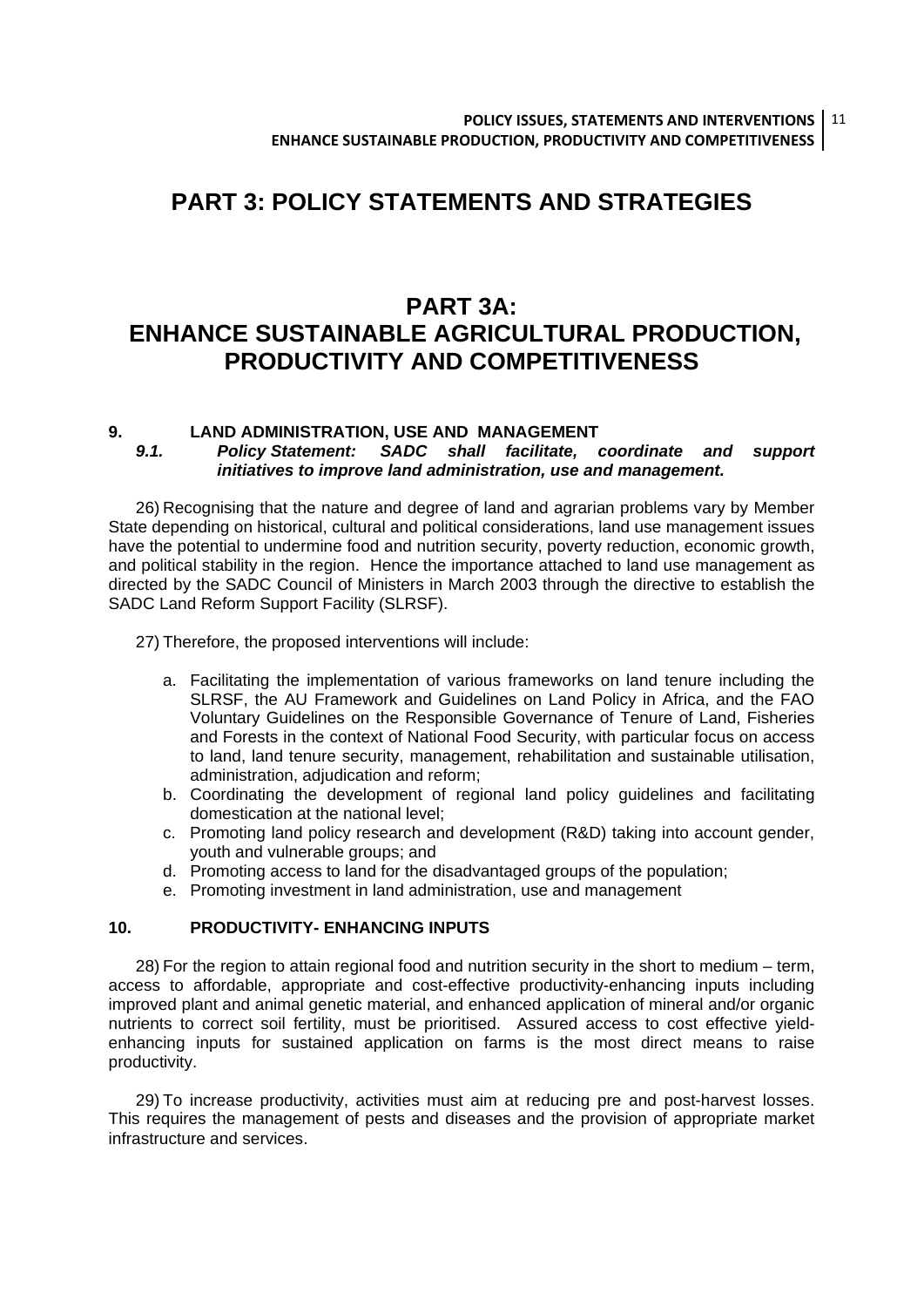# PART 3: POLICY STATEMENTS AND STRATEGIES

# PART 3A: ENHANCE SUSTAINABLE AGRICULTURAL PRODUCTION, PRODUCTIVITY AND COMPETITIVENESS

## 9. LAND ADMINISTRATION, USE AND MANAGEMENT

### *9.1. Policy Statement: SADC shall facilitate, coordinate and support initiatives to improve land administration, use and management.*

26) Recognising that the nature and degree of land and agrarian problems vary by Member State depending on historical, cultural and political considerations, land use management issues have the potential to undermine food and nutrition security, poverty reduction, economic growth, and political stability in the region. Hence the importance attached to land use management as directed by the SADC Council of Ministers in March 2003 through the directive to establish the SADC Land Reform Support Facility (SLRSF).

27) Therefore, the proposed interventions will include:

a. Facilitating the implementation of various frameworks on land tenure including the SLRSF, the AU Framework and Guidelines on Land Policy in Africa, and the FAO Voluntary Guidelines on the Responsible Governance of Tenure of Land, Fisheries and Forests in the context of National Food Security, with particular focus on access to land, land tenure security, management, rehabilitation and sustainable utilisation, administration, adjudication and reform;
b. Coordinating the development of regional land policy guidelines and facilitating domestication at the national level;
c. Promoting land policy research and development (R&D) taking into account gender, youth and vulnerable groups; and
d. Promoting access to land for the disadvantaged groups of the population;
e. Promoting investment in land administration, use and management

## 10. PRODUCTIVITY- ENHANCING INPUTS

28) For the region to attain regional food and nutrition security in the short to medium – term, access to affordable, appropriate and cost-effective productivity-enhancing inputs including improved plant and animal genetic material, and enhanced application of mineral and/or organic nutrients to correct soil fertility, must be prioritised. Assured access to cost effective yield-enhancing inputs for sustained application on farms is the most direct means to raise productivity.

29) To increase productivity, activities must aim at reducing pre and post-harvest losses. This requires the management of pests and diseases and the provision of appropriate market infrastructure and services.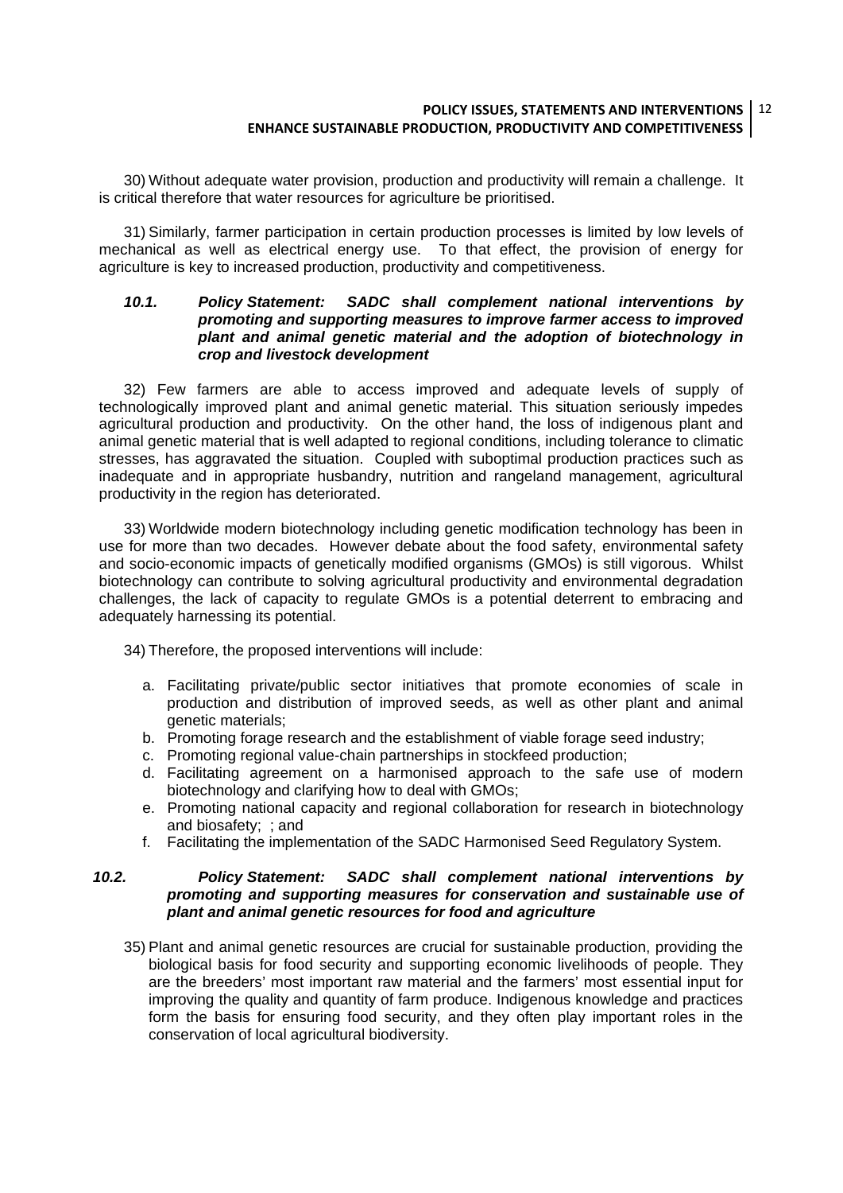30) Without adequate water provision, production and productivity will remain a challenge. It is critical therefore that water resources for agriculture be prioritised.

31) Similarly, farmer participation in certain production processes is limited by low levels of mechanical as well as electrical energy use. To that effect, the provision of energy for agriculture is key to increased production, productivity and competitiveness.

### *10.1. Policy Statement: SADC shall complement national interventions by promoting and supporting measures to improve farmer access to improved plant and animal genetic material and the adoption of biotechnology in crop and livestock development*

32) Few farmers are able to access improved and adequate levels of supply of technologically improved plant and animal genetic material. This situation seriously impedes agricultural production and productivity. On the other hand, the loss of indigenous plant and animal genetic material that is well adapted to regional conditions, including tolerance to climatic stresses, has aggravated the situation. Coupled with suboptimal production practices such as inadequate and in appropriate husbandry, nutrition and rangeland management, agricultural productivity in the region has deteriorated.

33) Worldwide modern biotechnology including genetic modification technology has been in use for more than two decades. However debate about the food safety, environmental safety and socio-economic impacts of genetically modified organisms (GMOs) is still vigorous. Whilst biotechnology can contribute to solving agricultural productivity and environmental degradation challenges, the lack of capacity to regulate GMOs is a potential deterrent to embracing and adequately harnessing its potential.

34) Therefore, the proposed interventions will include:

a. Facilitating private/public sector initiatives that promote economies of scale in production and distribution of improved seeds, as well as other plant and animal genetic materials;
b. Promoting forage research and the establishment of viable forage seed industry;
c. Promoting regional value-chain partnerships in stockfeed production;
d. Facilitating agreement on a harmonised approach to the safe use of modern biotechnology and clarifying how to deal with GMOs;
e. Promoting national capacity and regional collaboration for research in biotechnology and biosafety; ; and
f. Facilitating the implementation of the SADC Harmonised Seed Regulatory System.

### *10.2. Policy Statement: SADC shall complement national interventions by promoting and supporting measures for conservation and sustainable use of plant and animal genetic resources for food and agriculture*

35) Plant and animal genetic resources are crucial for sustainable production, providing the biological basis for food security and supporting economic livelihoods of people. They are the breeders' most important raw material and the farmers' most essential input for improving the quality and quantity of farm produce. Indigenous knowledge and practices form the basis for ensuring food security, and they often play important roles in the conservation of local agricultural biodiversity.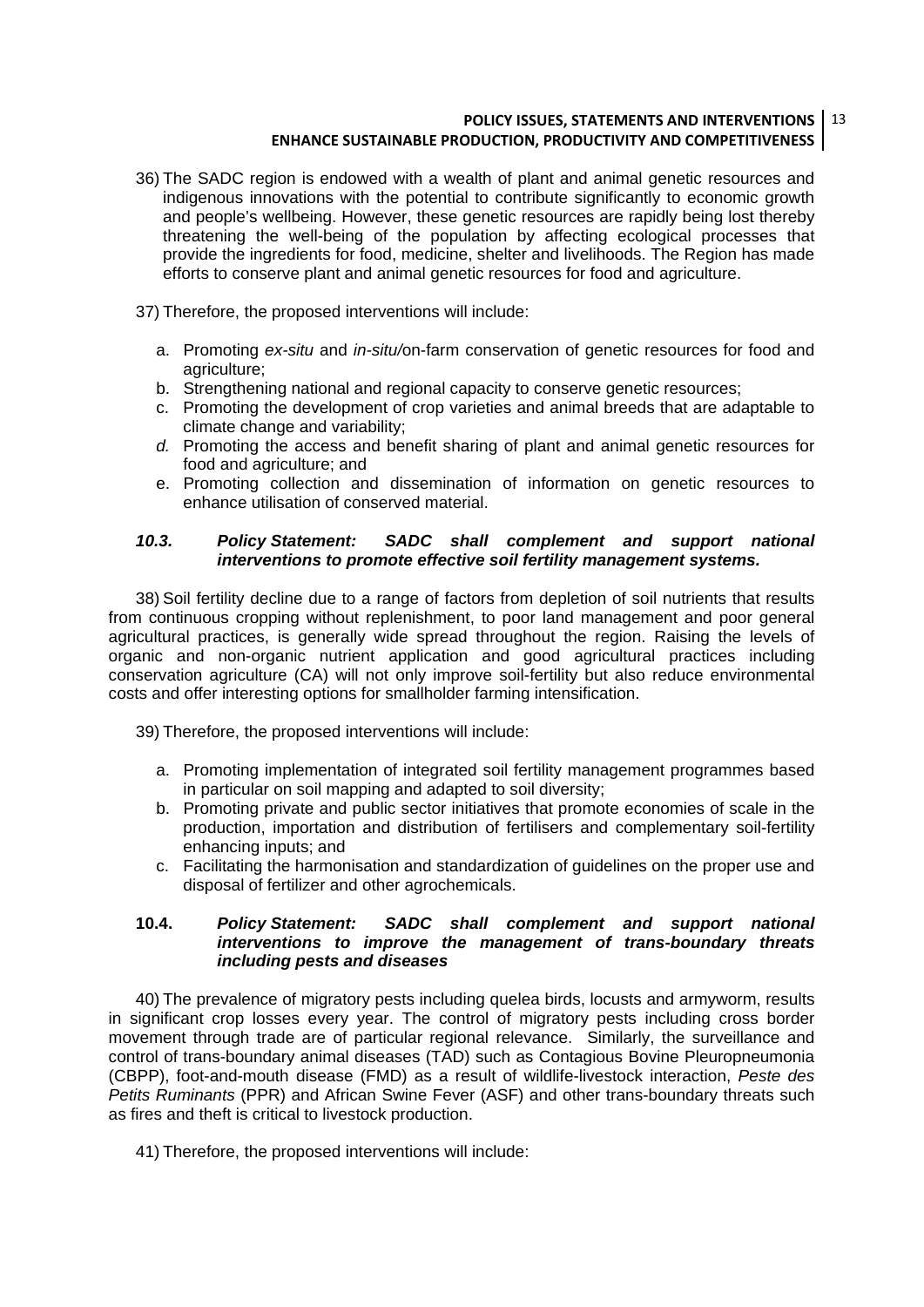36) The SADC region is endowed with a wealth of plant and animal genetic resources and indigenous innovations with the potential to contribute significantly to economic growth and people's wellbeing. However, these genetic resources are rapidly being lost thereby threatening the well-being of the population by affecting ecological processes that provide the ingredients for food, medicine, shelter and livelihoods. The Region has made efforts to conserve plant and animal genetic resources for food and agriculture.

37) Therefore, the proposed interventions will include:

a. Promoting *ex-situ* and *in-situ/*on-farm conservation of genetic resources for food and agriculture;
b. Strengthening national and regional capacity to conserve genetic resources;
c. Promoting the development of crop varieties and animal breeds that are adaptable to climate change and variability;
*d.* Promoting the access and benefit sharing of plant and animal genetic resources for food and agriculture; and
e. Promoting collection and dissemination of information on genetic resources to enhance utilisation of conserved material.

### *10.3. Policy Statement: SADC shall complement and support national interventions to promote effective soil fertility management systems.*

38) Soil fertility decline due to a range of factors from depletion of soil nutrients that results from continuous cropping without replenishment, to poor land management and poor general agricultural practices, is generally wide spread throughout the region. Raising the levels of organic and non-organic nutrient application and good agricultural practices including conservation agriculture (CA) will not only improve soil-fertility but also reduce environmental costs and offer interesting options for smallholder farming intensification.

39) Therefore, the proposed interventions will include:

a. Promoting implementation of integrated soil fertility management programmes based in particular on soil mapping and adapted to soil diversity;
b. Promoting private and public sector initiatives that promote economies of scale in the production, importation and distribution of fertilisers and complementary soil-fertility enhancing inputs; and
c. Facilitating the harmonisation and standardization of guidelines on the proper use and disposal of fertilizer and other agrochemicals.

### **10.4.** *Policy Statement: SADC shall complement and support national interventions to improve the management of trans-boundary threats including pests and diseases*

40) The prevalence of migratory pests including quelea birds, locusts and armyworm, results in significant crop losses every year. The control of migratory pests including cross border movement through trade are of particular regional relevance. Similarly, the surveillance and control of trans-boundary animal diseases (TAD) such as Contagious Bovine Pleuropneumonia (CBPP), foot-and-mouth disease (FMD) as a result of wildlife-livestock interaction, *Peste des Petits Ruminants* (PPR) and African Swine Fever (ASF) and other trans-boundary threats such as fires and theft is critical to livestock production.

41) Therefore, the proposed interventions will include: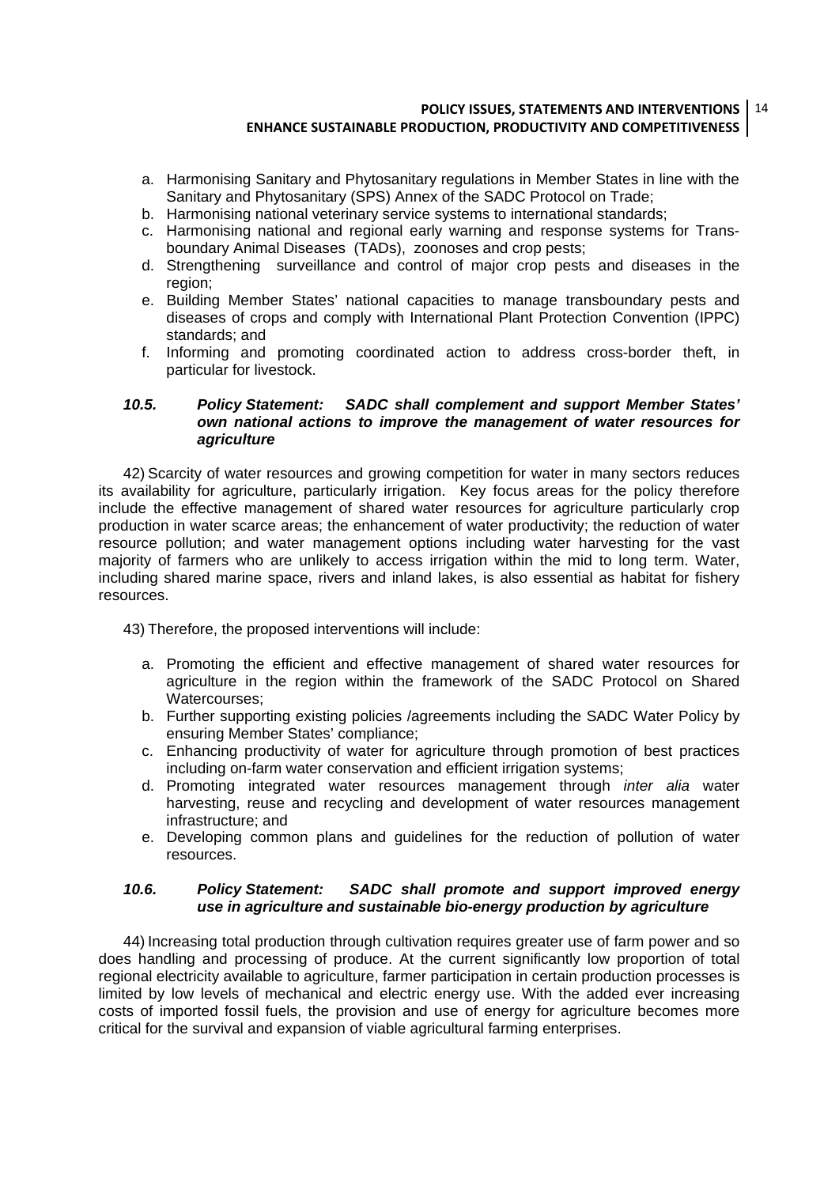a. Harmonising Sanitary and Phytosanitary regulations in Member States in line with the Sanitary and Phytosanitary (SPS) Annex of the SADC Protocol on Trade;
b. Harmonising national veterinary service systems to international standards;
c. Harmonising national and regional early warning and response systems for Trans-boundary Animal Diseases (TADs), zoonoses and crop pests;
d. Strengthening surveillance and control of major crop pests and diseases in the region;
e. Building Member States' national capacities to manage transboundary pests and diseases of crops and comply with International Plant Protection Convention (IPPC) standards; and
f. Informing and promoting coordinated action to address cross-border theft, in particular for livestock.

### *10.5. Policy Statement: SADC shall complement and support Member States' own national actions to improve the management of water resources for agriculture*

42) Scarcity of water resources and growing competition for water in many sectors reduces its availability for agriculture, particularly irrigation. Key focus areas for the policy therefore include the effective management of shared water resources for agriculture particularly crop production in water scarce areas; the enhancement of water productivity; the reduction of water resource pollution; and water management options including water harvesting for the vast majority of farmers who are unlikely to access irrigation within the mid to long term. Water, including shared marine space, rivers and inland lakes, is also essential as habitat for fishery resources.

43) Therefore, the proposed interventions will include:

a. Promoting the efficient and effective management of shared water resources for agriculture in the region within the framework of the SADC Protocol on Shared Watercourses;
b. Further supporting existing policies /agreements including the SADC Water Policy by ensuring Member States' compliance;
c. Enhancing productivity of water for agriculture through promotion of best practices including on-farm water conservation and efficient irrigation systems;
d. Promoting integrated water resources management through *inter alia* water harvesting, reuse and recycling and development of water resources management infrastructure; and
e. Developing common plans and guidelines for the reduction of pollution of water resources.

### *10.6. Policy Statement: SADC shall promote and support improved energy use in agriculture and sustainable bio-energy production by agriculture*

44) Increasing total production through cultivation requires greater use of farm power and so does handling and processing of produce. At the current significantly low proportion of total regional electricity available to agriculture, farmer participation in certain production processes is limited by low levels of mechanical and electric energy use. With the added ever increasing costs of imported fossil fuels, the provision and use of energy for agriculture becomes more critical for the survival and expansion of viable agricultural farming enterprises.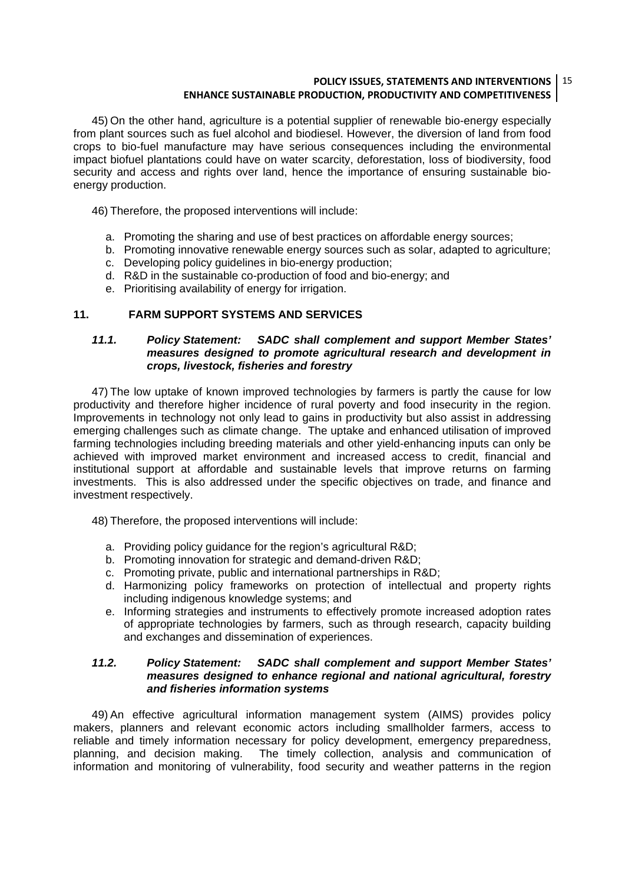45) On the other hand, agriculture is a potential supplier of renewable bio-energy especially from plant sources such as fuel alcohol and biodiesel. However, the diversion of land from food crops to bio-fuel manufacture may have serious consequences including the environmental impact biofuel plantations could have on water scarcity, deforestation, loss of biodiversity, food security and access and rights over land, hence the importance of ensuring sustainable bio-energy production.

46) Therefore, the proposed interventions will include:

a. Promoting the sharing and use of best practices on affordable energy sources;
b. Promoting innovative renewable energy sources such as solar, adapted to agriculture;
c. Developing policy guidelines in bio-energy production;
d. R&D in the sustainable co-production of food and bio-energy; and
e. Prioritising availability of energy for irrigation.

## 11. FARM SUPPORT SYSTEMS AND SERVICES

### *11.1. Policy Statement: SADC shall complement and support Member States' measures designed to promote agricultural research and development in crops, livestock, fisheries and forestry*

47) The low uptake of known improved technologies by farmers is partly the cause for low productivity and therefore higher incidence of rural poverty and food insecurity in the region. Improvements in technology not only lead to gains in productivity but also assist in addressing emerging challenges such as climate change. The uptake and enhanced utilisation of improved farming technologies including breeding materials and other yield-enhancing inputs can only be achieved with improved market environment and increased access to credit, financial and institutional support at affordable and sustainable levels that improve returns on farming investments. This is also addressed under the specific objectives on trade, and finance and investment respectively.

48) Therefore, the proposed interventions will include:

a. Providing policy guidance for the region's agricultural R&D;
b. Promoting innovation for strategic and demand-driven R&D;
c. Promoting private, public and international partnerships in R&D;
d. Harmonizing policy frameworks on protection of intellectual and property rights including indigenous knowledge systems; and
e. Informing strategies and instruments to effectively promote increased adoption rates of appropriate technologies by farmers, such as through research, capacity building and exchanges and dissemination of experiences.

### *11.2. Policy Statement: SADC shall complement and support Member States' measures designed to enhance regional and national agricultural, forestry and fisheries information systems*

49) An effective agricultural information management system (AIMS) provides policy makers, planners and relevant economic actors including smallholder farmers, access to reliable and timely information necessary for policy development, emergency preparedness, planning, and decision making. The timely collection, analysis and communication of information and monitoring of vulnerability, food security and weather patterns in the region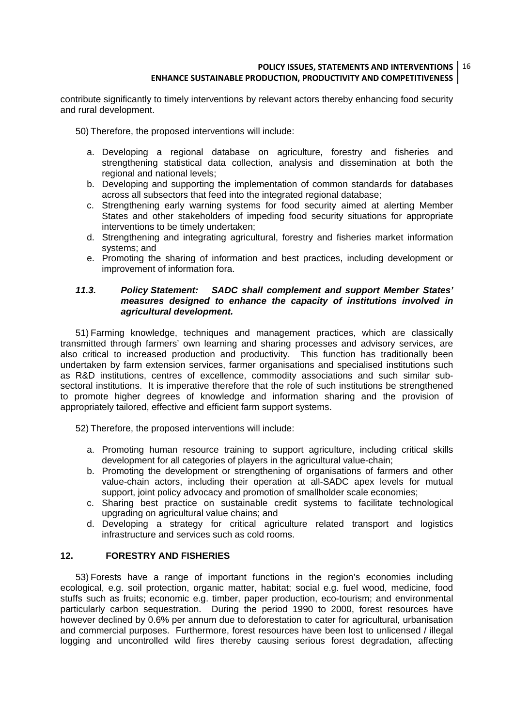contribute significantly to timely interventions by relevant actors thereby enhancing food security and rural development.

50) Therefore, the proposed interventions will include:

a. Developing a regional database on agriculture, forestry and fisheries and strengthening statistical data collection, analysis and dissemination at both the regional and national levels;
b. Developing and supporting the implementation of common standards for databases across all subsectors that feed into the integrated regional database;
c. Strengthening early warning systems for food security aimed at alerting Member States and other stakeholders of impeding food security situations for appropriate interventions to be timely undertaken;
d. Strengthening and integrating agricultural, forestry and fisheries market information systems; and
e. Promoting the sharing of information and best practices, including development or improvement of information fora.

### *11.3. Policy Statement: SADC shall complement and support Member States' measures designed to enhance the capacity of institutions involved in agricultural development.*

51) Farming knowledge, techniques and management practices, which are classically transmitted through farmers' own learning and sharing processes and advisory services, are also critical to increased production and productivity. This function has traditionally been undertaken by farm extension services, farmer organisations and specialised institutions such as R&D institutions, centres of excellence, commodity associations and such similar sub-sectoral institutions. It is imperative therefore that the role of such institutions be strengthened to promote higher degrees of knowledge and information sharing and the provision of appropriately tailored, effective and efficient farm support systems.

52) Therefore, the proposed interventions will include:

a. Promoting human resource training to support agriculture, including critical skills development for all categories of players in the agricultural value-chain;
b. Promoting the development or strengthening of organisations of farmers and other value-chain actors, including their operation at all-SADC apex levels for mutual support, joint policy advocacy and promotion of smallholder scale economies;
c. Sharing best practice on sustainable credit systems to facilitate technological upgrading on agricultural value chains; and
d. Developing a strategy for critical agriculture related transport and logistics infrastructure and services such as cold rooms.

## 12. FORESTRY AND FISHERIES

53) Forests have a range of important functions in the region's economies including ecological, e.g. soil protection, organic matter, habitat; social e.g. fuel wood, medicine, food stuffs such as fruits; economic e.g. timber, paper production, eco-tourism; and environmental particularly carbon sequestration. During the period 1990 to 2000, forest resources have however declined by 0.6% per annum due to deforestation to cater for agricultural, urbanisation and commercial purposes. Furthermore, forest resources have been lost to unlicensed / illegal logging and uncontrolled wild fires thereby causing serious forest degradation, affecting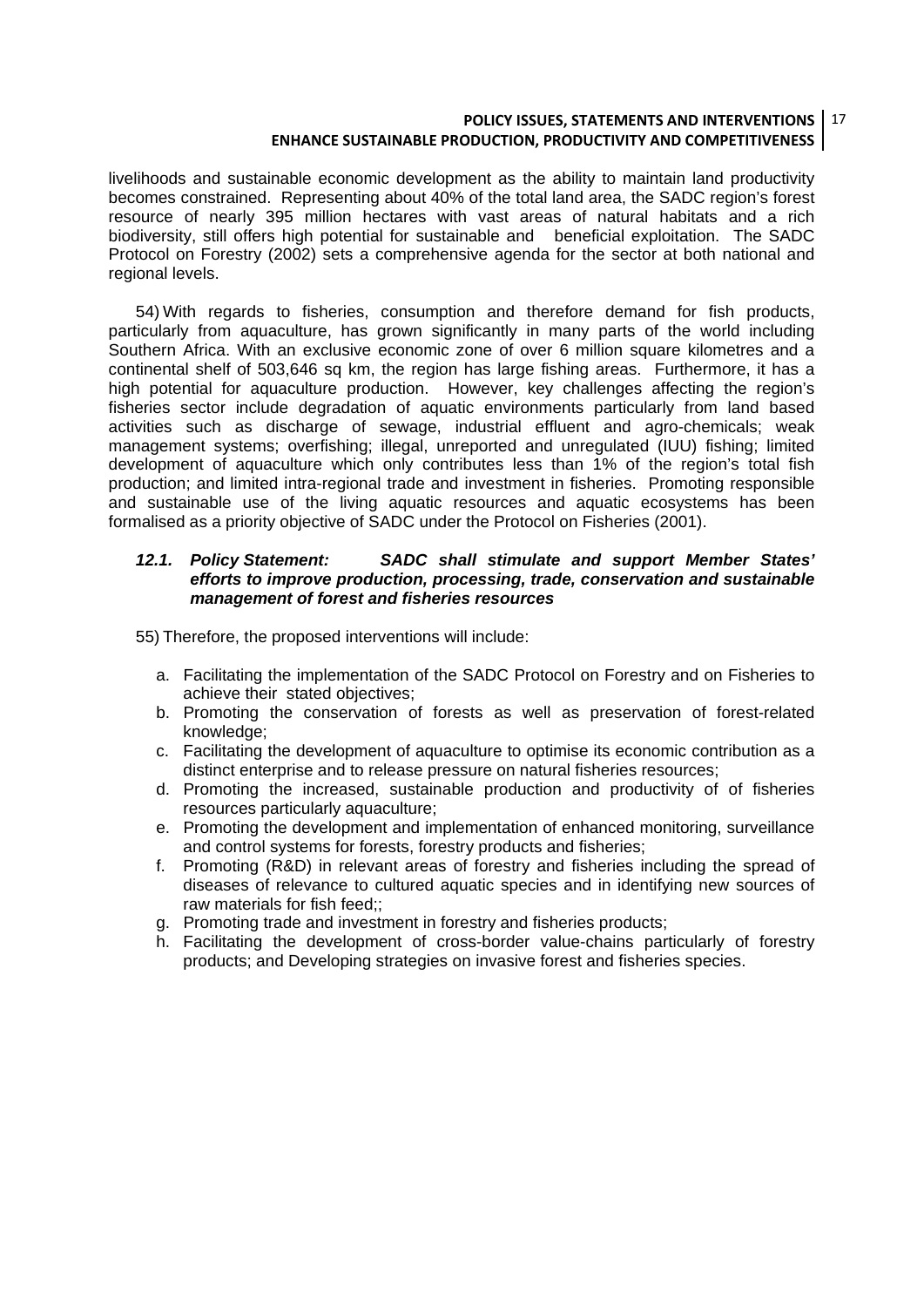livelihoods and sustainable economic development as the ability to maintain land productivity becomes constrained. Representing about 40% of the total land area, the SADC region's forest resource of nearly 395 million hectares with vast areas of natural habitats and a rich biodiversity, still offers high potential for sustainable and beneficial exploitation. The SADC Protocol on Forestry (2002) sets a comprehensive agenda for the sector at both national and regional levels.

54) With regards to fisheries, consumption and therefore demand for fish products, particularly from aquaculture, has grown significantly in many parts of the world including Southern Africa. With an exclusive economic zone of over 6 million square kilometres and a continental shelf of 503,646 sq km, the region has large fishing areas. Furthermore, it has a high potential for aquaculture production. However, key challenges affecting the region's fisheries sector include degradation of aquatic environments particularly from land based activities such as discharge of sewage, industrial effluent and agro-chemicals; weak management systems; overfishing; illegal, unreported and unregulated (IUU) fishing; limited development of aquaculture which only contributes less than 1% of the region's total fish production; and limited intra-regional trade and investment in fisheries. Promoting responsible and sustainable use of the living aquatic resources and aquatic ecosystems has been formalised as a priority objective of SADC under the Protocol on Fisheries (2001).

### *12.1. Policy Statement: SADC shall stimulate and support Member States' efforts to improve production, processing, trade, conservation and sustainable management of forest and fisheries resources*

55) Therefore, the proposed interventions will include:

a. Facilitating the implementation of the SADC Protocol on Forestry and on Fisheries to achieve their stated objectives;
b. Promoting the conservation of forests as well as preservation of forest-related knowledge;
c. Facilitating the development of aquaculture to optimise its economic contribution as a distinct enterprise and to release pressure on natural fisheries resources;
d. Promoting the increased, sustainable production and productivity of of fisheries resources particularly aquaculture;
e. Promoting the development and implementation of enhanced monitoring, surveillance and control systems for forests, forestry products and fisheries;
f. Promoting (R&D) in relevant areas of forestry and fisheries including the spread of diseases of relevance to cultured aquatic species and in identifying new sources of raw materials for fish feed;;
g. Promoting trade and investment in forestry and fisheries products;
h. Facilitating the development of cross-border value-chains particularly of forestry products; and Developing strategies on invasive forest and fisheries species.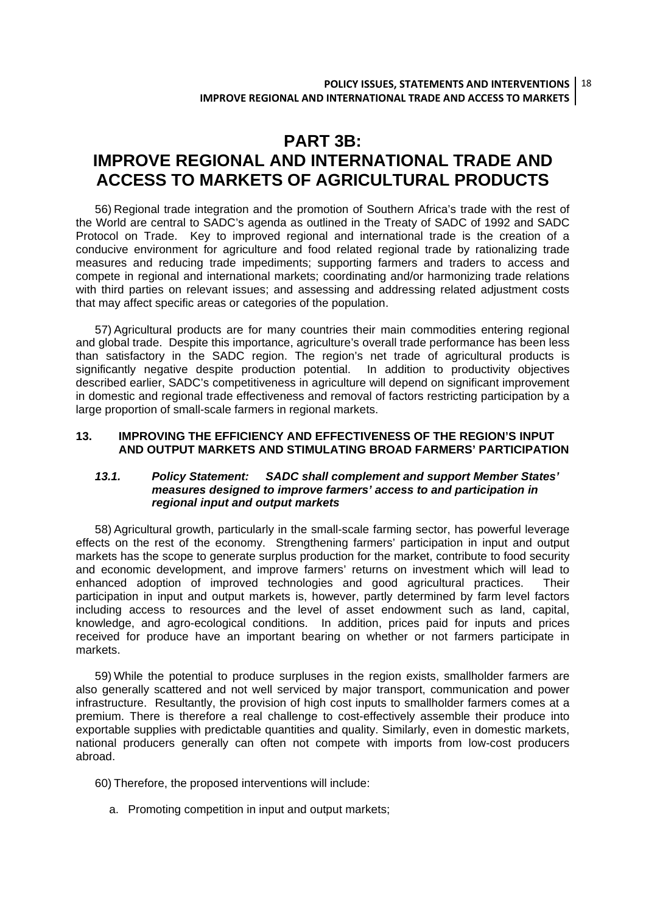# PART 3B:
# IMPROVE REGIONAL AND INTERNATIONAL TRADE AND ACCESS TO MARKETS OF AGRICULTURAL PRODUCTS

56) Regional trade integration and the promotion of Southern Africa's trade with the rest of the World are central to SADC's agenda as outlined in the Treaty of SADC of 1992 and SADC Protocol on Trade. Key to improved regional and international trade is the creation of a conducive environment for agriculture and food related regional trade by rationalizing trade measures and reducing trade impediments; supporting farmers and traders to access and compete in regional and international markets; coordinating and/or harmonizing trade relations with third parties on relevant issues; and assessing and addressing related adjustment costs that may affect specific areas or categories of the population.

57) Agricultural products are for many countries their main commodities entering regional and global trade. Despite this importance, agriculture's overall trade performance has been less than satisfactory in the SADC region. The region's net trade of agricultural products is significantly negative despite production potential. In addition to productivity objectives described earlier, SADC's competitiveness in agriculture will depend on significant improvement in domestic and regional trade effectiveness and removal of factors restricting participation by a large proportion of small-scale farmers in regional markets.

## 13. IMPROVING THE EFFICIENCY AND EFFECTIVENESS OF THE REGION'S INPUT AND OUTPUT MARKETS AND STIMULATING BROAD FARMERS' PARTICIPATION

### *13.1. Policy Statement: SADC shall complement and support Member States' measures designed to improve farmers' access to and participation in regional input and output markets*

58) Agricultural growth, particularly in the small-scale farming sector, has powerful leverage effects on the rest of the economy. Strengthening farmers' participation in input and output markets has the scope to generate surplus production for the market, contribute to food security and economic development, and improve farmers' returns on investment which will lead to enhanced adoption of improved technologies and good agricultural practices. Their participation in input and output markets is, however, partly determined by farm level factors including access to resources and the level of asset endowment such as land, capital, knowledge, and agro-ecological conditions. In addition, prices paid for inputs and prices received for produce have an important bearing on whether or not farmers participate in markets.

59) While the potential to produce surpluses in the region exists, smallholder farmers are also generally scattered and not well serviced by major transport, communication and power infrastructure. Resultantly, the provision of high cost inputs to smallholder farmers comes at a premium. There is therefore a real challenge to cost-effectively assemble their produce into exportable supplies with predictable quantities and quality. Similarly, even in domestic markets, national producers generally can often not compete with imports from low-cost producers abroad.

60) Therefore, the proposed interventions will include:

a. Promoting competition in input and output markets;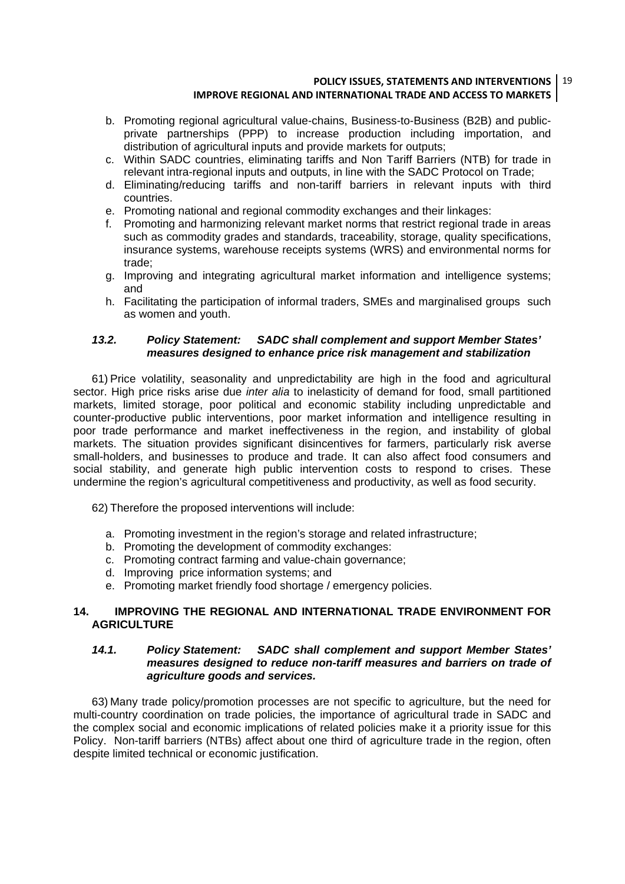b. Promoting regional agricultural value-chains, Business-to-Business (B2B) and public-private partnerships (PPP) to increase production including importation, and distribution of agricultural inputs and provide markets for outputs;
c. Within SADC countries, eliminating tariffs and Non Tariff Barriers (NTB) for trade in relevant intra-regional inputs and outputs, in line with the SADC Protocol on Trade;
d. Eliminating/reducing tariffs and non-tariff barriers in relevant inputs with third countries.
e. Promoting national and regional commodity exchanges and their linkages:
f. Promoting and harmonizing relevant market norms that restrict regional trade in areas such as commodity grades and standards, traceability, storage, quality specifications, insurance systems, warehouse receipts systems (WRS) and environmental norms for trade;
g. Improving and integrating agricultural market information and intelligence systems; and
h. Facilitating the participation of informal traders, SMEs and marginalised groups such as women and youth.

### *13.2. Policy Statement: SADC shall complement and support Member States' measures designed to enhance price risk management and stabilization*

61) Price volatility, seasonality and unpredictability are high in the food and agricultural sector. High price risks arise due *inter alia* to inelasticity of demand for food, small partitioned markets, limited storage, poor political and economic stability including unpredictable and counter-productive public interventions, poor market information and intelligence resulting in poor trade performance and market ineffectiveness in the region, and instability of global markets. The situation provides significant disincentives for farmers, particularly risk averse small-holders, and businesses to produce and trade. It can also affect food consumers and social stability, and generate high public intervention costs to respond to crises. These undermine the region's agricultural competitiveness and productivity, as well as food security.

62) Therefore the proposed interventions will include:

a. Promoting investment in the region's storage and related infrastructure;
b. Promoting the development of commodity exchanges:
c. Promoting contract farming and value-chain governance;
d. Improving price information systems; and
e. Promoting market friendly food shortage / emergency policies.

## 14. IMPROVING THE REGIONAL AND INTERNATIONAL TRADE ENVIRONMENT FOR AGRICULTURE

### *14.1. Policy Statement: SADC shall complement and support Member States' measures designed to reduce non-tariff measures and barriers on trade of agriculture goods and services.*

63) Many trade policy/promotion processes are not specific to agriculture, but the need for multi-country coordination on trade policies, the importance of agricultural trade in SADC and the complex social and economic implications of related policies make it a priority issue for this Policy. Non-tariff barriers (NTBs) affect about one third of agriculture trade in the region, often despite limited technical or economic justification.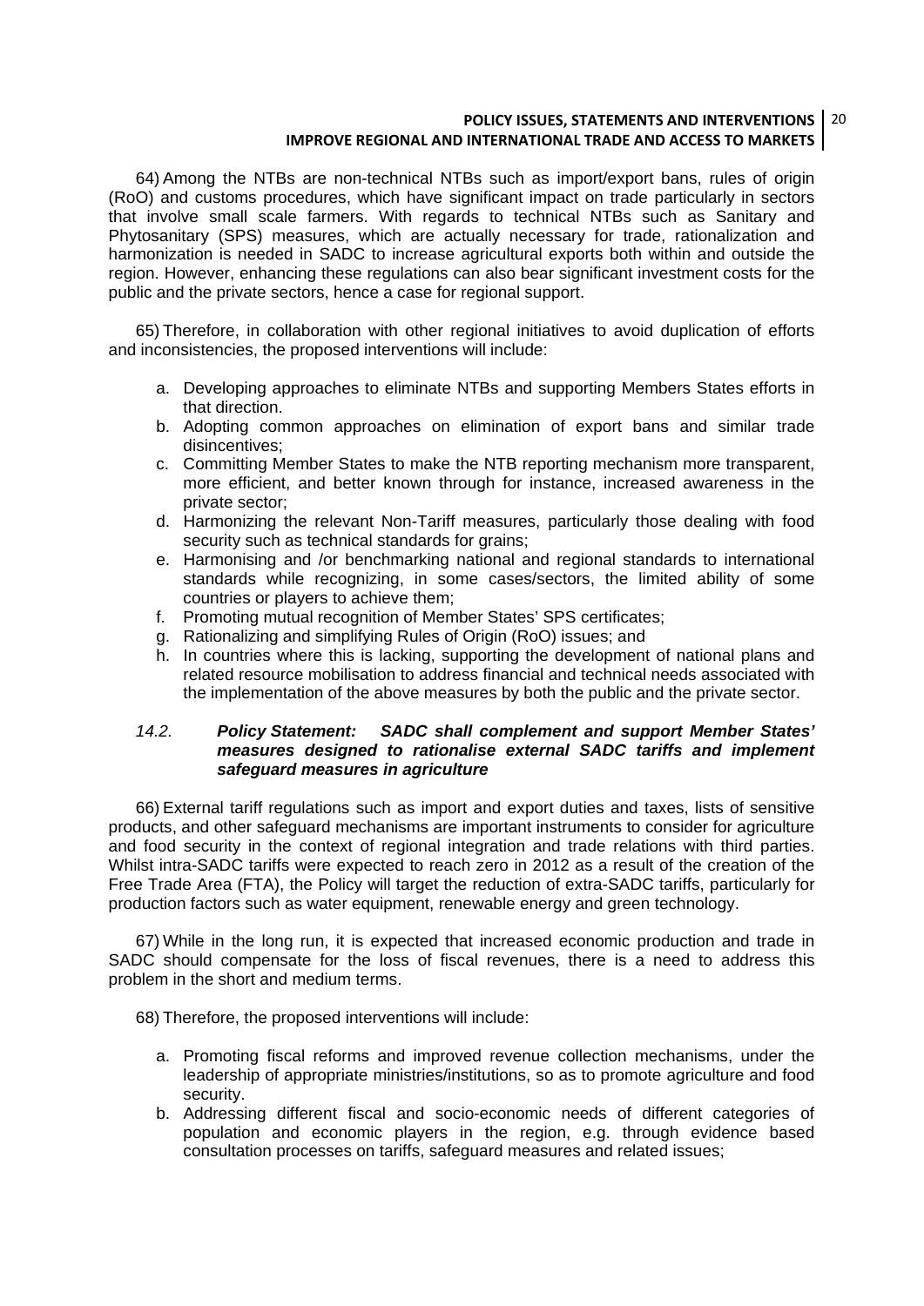64) Among the NTBs are non-technical NTBs such as import/export bans, rules of origin (RoO) and customs procedures, which have significant impact on trade particularly in sectors that involve small scale farmers. With regards to technical NTBs such as Sanitary and Phytosanitary (SPS) measures, which are actually necessary for trade, rationalization and harmonization is needed in SADC to increase agricultural exports both within and outside the region. However, enhancing these regulations can also bear significant investment costs for the public and the private sectors, hence a case for regional support.

65) Therefore, in collaboration with other regional initiatives to avoid duplication of efforts and inconsistencies, the proposed interventions will include:

a. Developing approaches to eliminate NTBs and supporting Members States efforts in that direction.
b. Adopting common approaches on elimination of export bans and similar trade disincentives;
c. Committing Member States to make the NTB reporting mechanism more transparent, more efficient, and better known through for instance, increased awareness in the private sector;
d. Harmonizing the relevant Non-Tariff measures, particularly those dealing with food security such as technical standards for grains;
e. Harmonising and /or benchmarking national and regional standards to international standards while recognizing, in some cases/sectors, the limited ability of some countries or players to achieve them;
f. Promoting mutual recognition of Member States' SPS certificates;
g. Rationalizing and simplifying Rules of Origin (RoO) issues; and
h. In countries where this is lacking, supporting the development of national plans and related resource mobilisation to address financial and technical needs associated with the implementation of the above measures by both the public and the private sector.

### *14.2. **Policy Statement: SADC shall complement and support Member States' measures designed to rationalise external SADC tariffs and implement safeguard measures in agriculture***

66) External tariff regulations such as import and export duties and taxes, lists of sensitive products, and other safeguard mechanisms are important instruments to consider for agriculture and food security in the context of regional integration and trade relations with third parties. Whilst intra-SADC tariffs were expected to reach zero in 2012 as a result of the creation of the Free Trade Area (FTA), the Policy will target the reduction of extra-SADC tariffs, particularly for production factors such as water equipment, renewable energy and green technology.

67) While in the long run, it is expected that increased economic production and trade in SADC should compensate for the loss of fiscal revenues, there is a need to address this problem in the short and medium terms.

68) Therefore, the proposed interventions will include:

a. Promoting fiscal reforms and improved revenue collection mechanisms, under the leadership of appropriate ministries/institutions, so as to promote agriculture and food security.
b. Addressing different fiscal and socio-economic needs of different categories of population and economic players in the region, e.g. through evidence based consultation processes on tariffs, safeguard measures and related issues;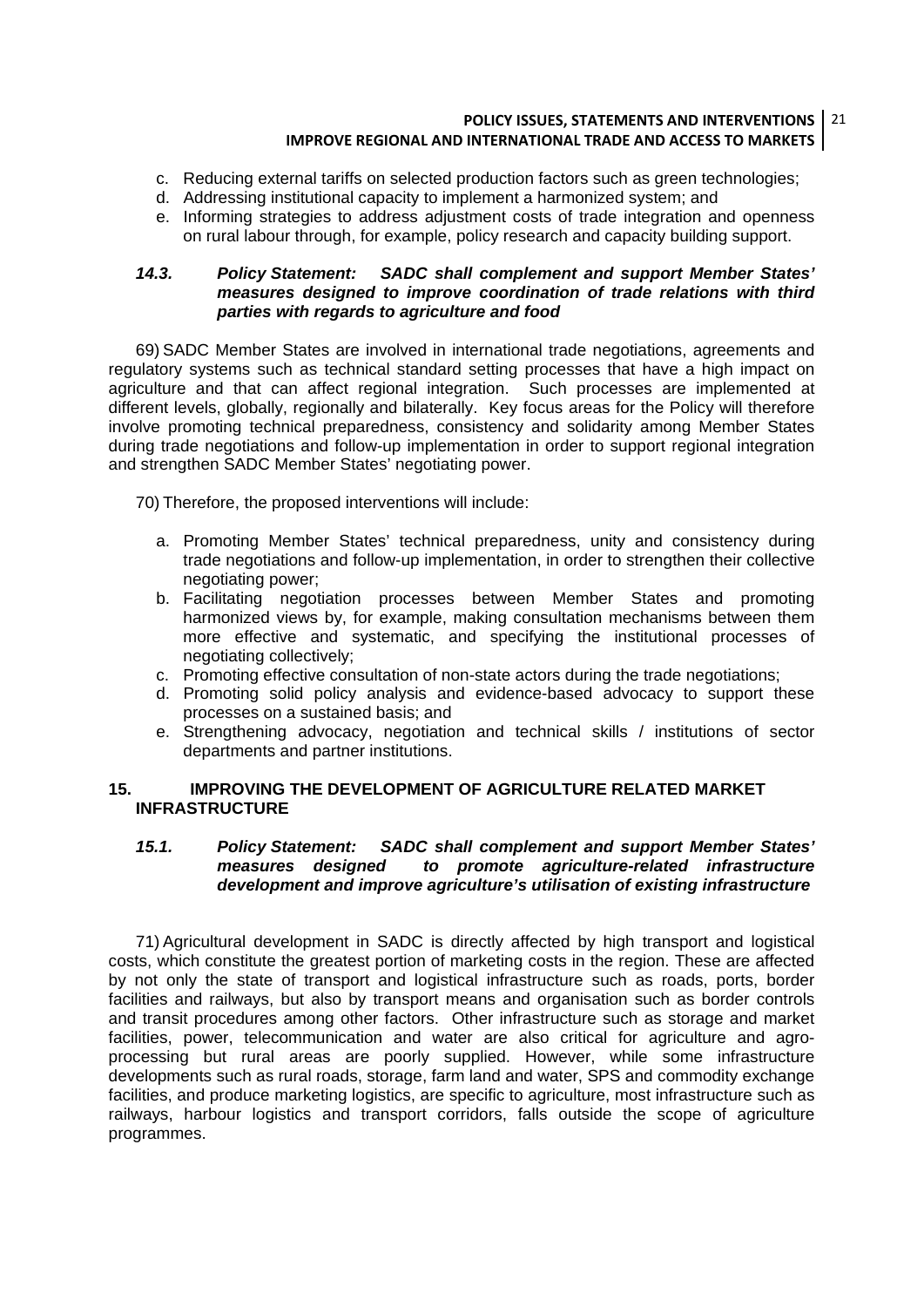c. Reducing external tariffs on selected production factors such as green technologies;
d. Addressing institutional capacity to implement a harmonized system; and
e. Informing strategies to address adjustment costs of trade integration and openness on rural labour through, for example, policy research and capacity building support.

### *14.3. Policy Statement: SADC shall complement and support Member States' measures designed to improve coordination of trade relations with third parties with regards to agriculture and food*

69) SADC Member States are involved in international trade negotiations, agreements and regulatory systems such as technical standard setting processes that have a high impact on agriculture and that can affect regional integration. Such processes are implemented at different levels, globally, regionally and bilaterally. Key focus areas for the Policy will therefore involve promoting technical preparedness, consistency and solidarity among Member States during trade negotiations and follow-up implementation in order to support regional integration and strengthen SADC Member States' negotiating power.

70) Therefore, the proposed interventions will include:

a. Promoting Member States' technical preparedness, unity and consistency during trade negotiations and follow-up implementation, in order to strengthen their collective negotiating power;
b. Facilitating negotiation processes between Member States and promoting harmonized views by, for example, making consultation mechanisms between them more effective and systematic, and specifying the institutional processes of negotiating collectively;
c. Promoting effective consultation of non-state actors during the trade negotiations;
d. Promoting solid policy analysis and evidence-based advocacy to support these processes on a sustained basis; and
e. Strengthening advocacy, negotiation and technical skills / institutions of sector departments and partner institutions.

## 15. IMPROVING THE DEVELOPMENT OF AGRICULTURE RELATED MARKET INFRASTRUCTURE

### *15.1. Policy Statement: SADC shall complement and support Member States' measures designed to promote agriculture-related infrastructure development and improve agriculture's utilisation of existing infrastructure*

71) Agricultural development in SADC is directly affected by high transport and logistical costs, which constitute the greatest portion of marketing costs in the region. These are affected by not only the state of transport and logistical infrastructure such as roads, ports, border facilities and railways, but also by transport means and organisation such as border controls and transit procedures among other factors. Other infrastructure such as storage and market facilities, power, telecommunication and water are also critical for agriculture and agro-processing but rural areas are poorly supplied. However, while some infrastructure developments such as rural roads, storage, farm land and water, SPS and commodity exchange facilities, and produce marketing logistics, are specific to agriculture, most infrastructure such as railways, harbour logistics and transport corridors, falls outside the scope of agriculture programmes.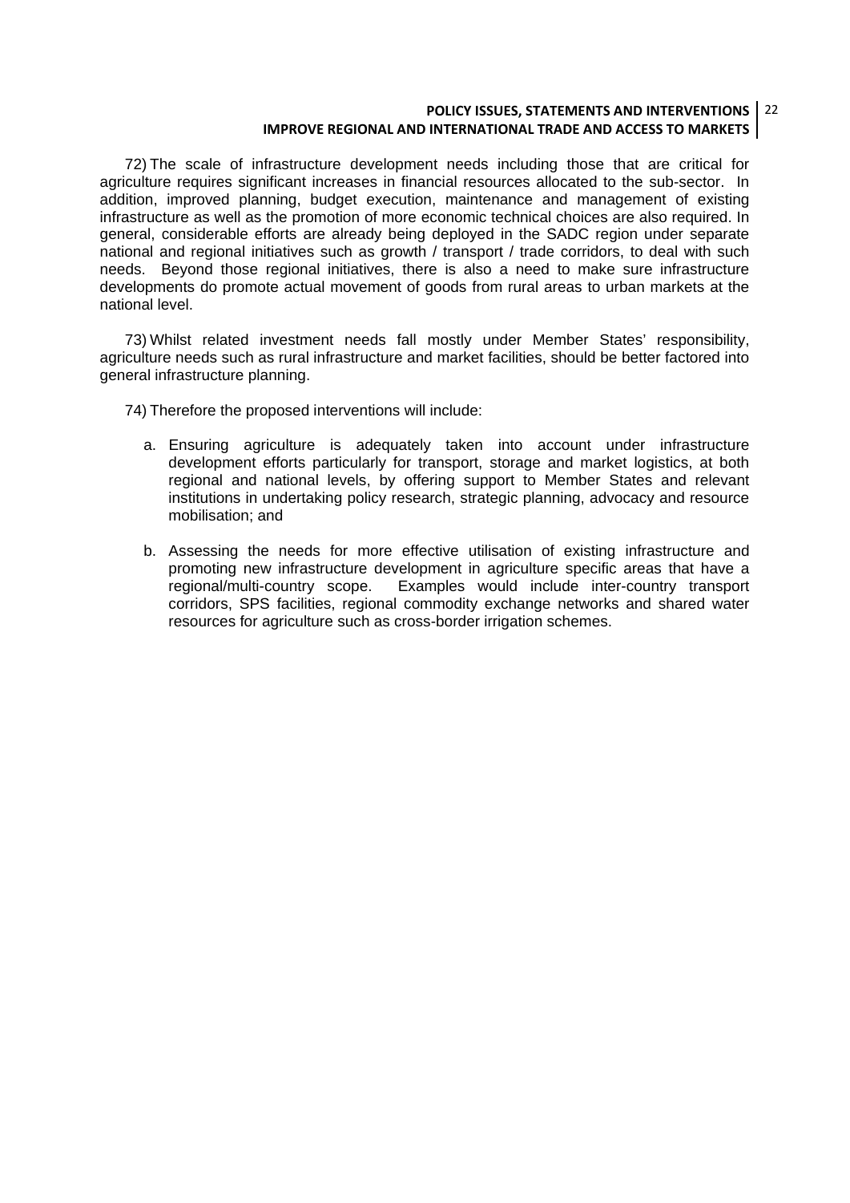72) The scale of infrastructure development needs including those that are critical for agriculture requires significant increases in financial resources allocated to the sub-sector. In addition, improved planning, budget execution, maintenance and management of existing infrastructure as well as the promotion of more economic technical choices are also required. In general, considerable efforts are already being deployed in the SADC region under separate national and regional initiatives such as growth / transport / trade corridors, to deal with such needs. Beyond those regional initiatives, there is also a need to make sure infrastructure developments do promote actual movement of goods from rural areas to urban markets at the national level.

73) Whilst related investment needs fall mostly under Member States' responsibility, agriculture needs such as rural infrastructure and market facilities, should be better factored into general infrastructure planning.

74) Therefore the proposed interventions will include:

a. Ensuring agriculture is adequately taken into account under infrastructure development efforts particularly for transport, storage and market logistics, at both regional and national levels, by offering support to Member States and relevant institutions in undertaking policy research, strategic planning, advocacy and resource mobilisation; and

b. Assessing the needs for more effective utilisation of existing infrastructure and promoting new infrastructure development in agriculture specific areas that have a regional/multi-country scope. Examples would include inter-country transport corridors, SPS facilities, regional commodity exchange networks and shared water resources for agriculture such as cross-border irrigation schemes.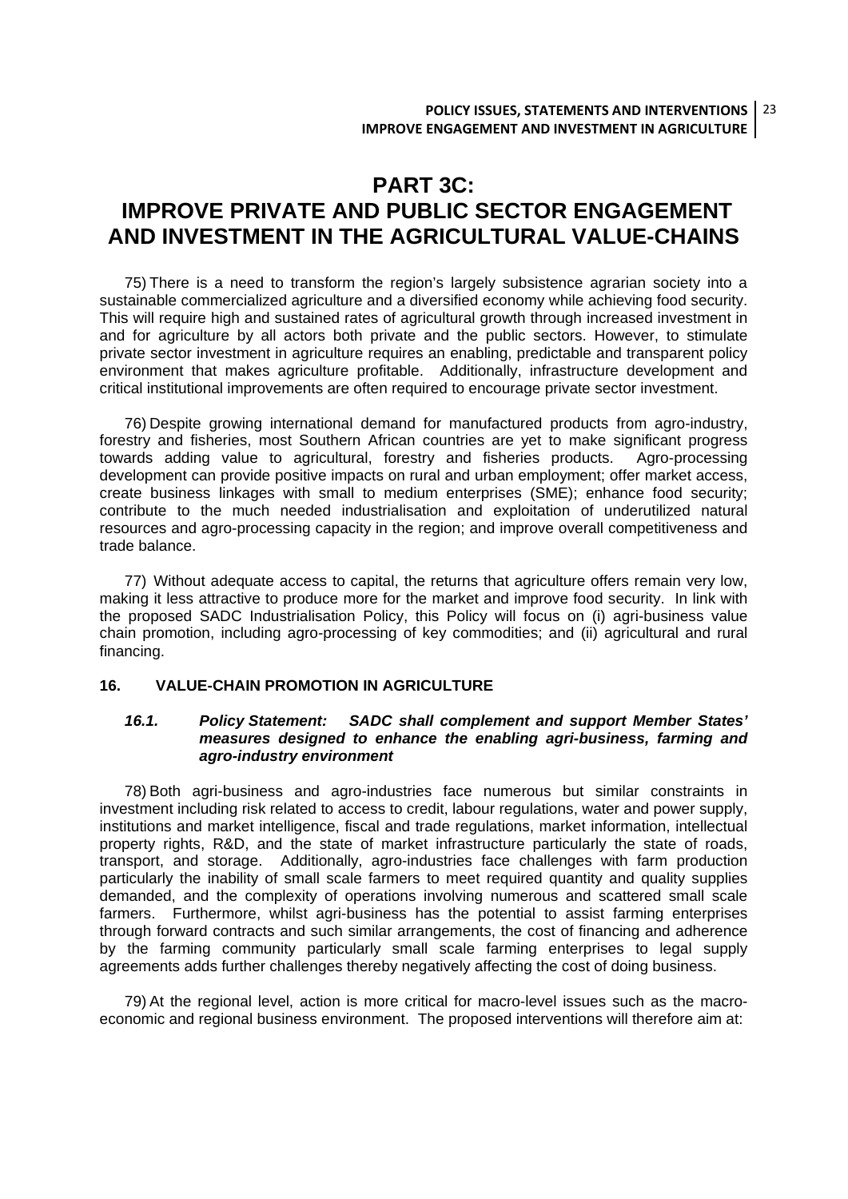# PART 3C:
# IMPROVE PRIVATE AND PUBLIC SECTOR ENGAGEMENT AND INVESTMENT IN THE AGRICULTURAL VALUE-CHAINS

75) There is a need to transform the region's largely subsistence agrarian society into a sustainable commercialized agriculture and a diversified economy while achieving food security. This will require high and sustained rates of agricultural growth through increased investment in and for agriculture by all actors both private and the public sectors. However, to stimulate private sector investment in agriculture requires an enabling, predictable and transparent policy environment that makes agriculture profitable. Additionally, infrastructure development and critical institutional improvements are often required to encourage private sector investment.

76) Despite growing international demand for manufactured products from agro-industry, forestry and fisheries, most Southern African countries are yet to make significant progress towards adding value to agricultural, forestry and fisheries products. Agro-processing development can provide positive impacts on rural and urban employment; offer market access, create business linkages with small to medium enterprises (SME); enhance food security; contribute to the much needed industrialisation and exploitation of underutilized natural resources and agro-processing capacity in the region; and improve overall competitiveness and trade balance.

77) Without adequate access to capital, the returns that agriculture offers remain very low, making it less attractive to produce more for the market and improve food security. In link with the proposed SADC Industrialisation Policy, this Policy will focus on (i) agri-business value chain promotion, including agro-processing of key commodities; and (ii) agricultural and rural financing.

## 16. VALUE-CHAIN PROMOTION IN AGRICULTURE

### *16.1. Policy Statement: SADC shall complement and support Member States' measures designed to enhance the enabling agri-business, farming and agro-industry environment*

78) Both agri-business and agro-industries face numerous but similar constraints in investment including risk related to access to credit, labour regulations, water and power supply, institutions and market intelligence, fiscal and trade regulations, market information, intellectual property rights, R&D, and the state of market infrastructure particularly the state of roads, transport, and storage. Additionally, agro-industries face challenges with farm production particularly the inability of small scale farmers to meet required quantity and quality supplies demanded, and the complexity of operations involving numerous and scattered small scale farmers. Furthermore, whilst agri-business has the potential to assist farming enterprises through forward contracts and such similar arrangements, the cost of financing and adherence by the farming community particularly small scale farming enterprises to legal supply agreements adds further challenges thereby negatively affecting the cost of doing business.

79) At the regional level, action is more critical for macro-level issues such as the macro-economic and regional business environment. The proposed interventions will therefore aim at: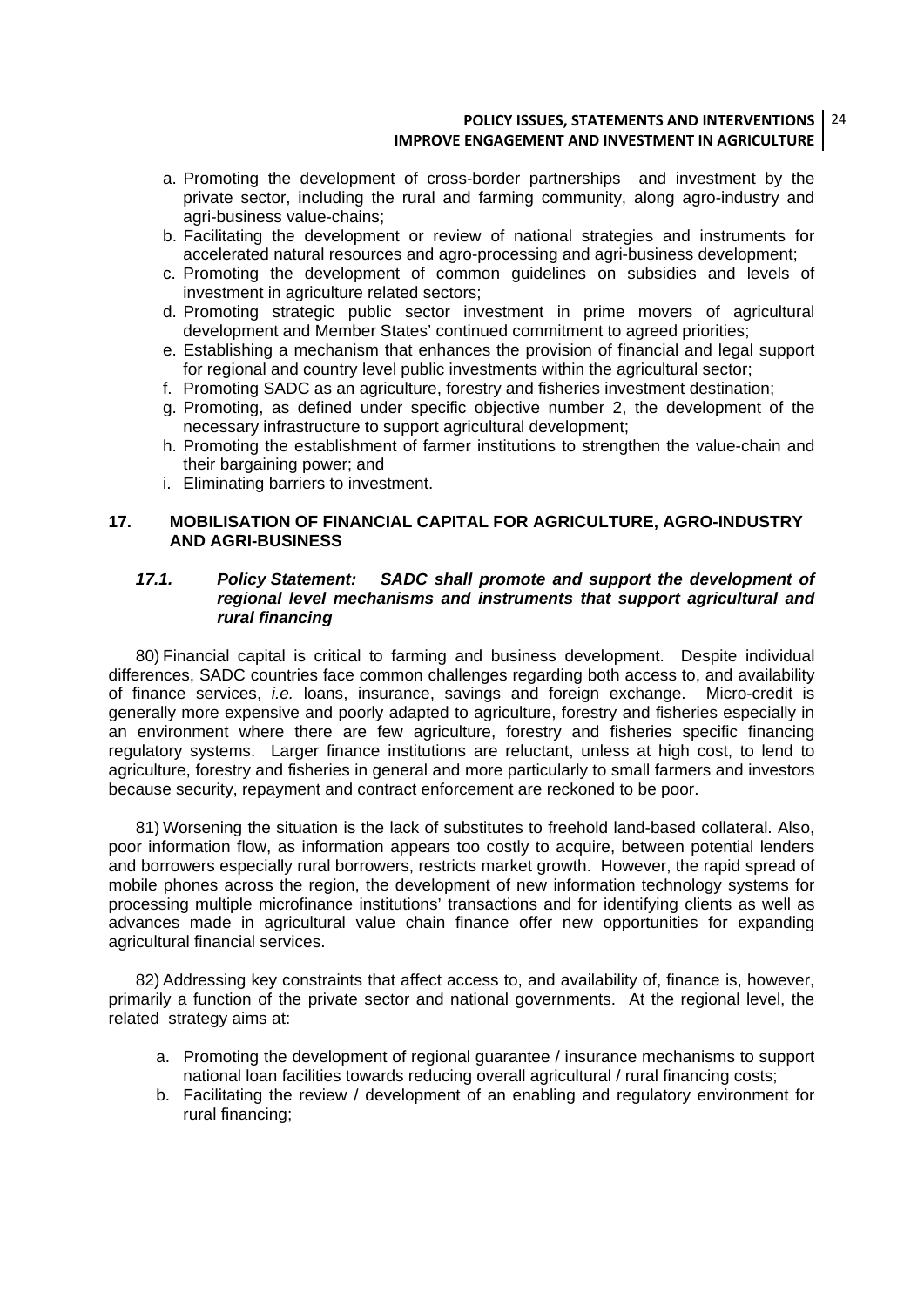a. Promoting the development of cross-border partnerships and investment by the private sector, including the rural and farming community, along agro-industry and agri-business value-chains;
b. Facilitating the development or review of national strategies and instruments for accelerated natural resources and agro-processing and agri-business development;
c. Promoting the development of common guidelines on subsidies and levels of investment in agriculture related sectors;
d. Promoting strategic public sector investment in prime movers of agricultural development and Member States' continued commitment to agreed priorities;
e. Establishing a mechanism that enhances the provision of financial and legal support for regional and country level public investments within the agricultural sector;
f. Promoting SADC as an agriculture, forestry and fisheries investment destination;
g. Promoting, as defined under specific objective number 2, the development of the necessary infrastructure to support agricultural development;
h. Promoting the establishment of farmer institutions to strengthen the value-chain and their bargaining power; and
i. Eliminating barriers to investment.

## 17. MOBILISATION OF FINANCIAL CAPITAL FOR AGRICULTURE, AGRO-INDUSTRY AND AGRI-BUSINESS

### *17.1. Policy Statement: SADC shall promote and support the development of regional level mechanisms and instruments that support agricultural and rural financing*

80) Financial capital is critical to farming and business development. Despite individual differences, SADC countries face common challenges regarding both access to, and availability of finance services, *i.e.* loans, insurance, savings and foreign exchange. Micro-credit is generally more expensive and poorly adapted to agriculture, forestry and fisheries especially in an environment where there are few agriculture, forestry and fisheries specific financing regulatory systems. Larger finance institutions are reluctant, unless at high cost, to lend to agriculture, forestry and fisheries in general and more particularly to small farmers and investors because security, repayment and contract enforcement are reckoned to be poor.

81) Worsening the situation is the lack of substitutes to freehold land-based collateral. Also, poor information flow, as information appears too costly to acquire, between potential lenders and borrowers especially rural borrowers, restricts market growth. However, the rapid spread of mobile phones across the region, the development of new information technology systems for processing multiple microfinance institutions' transactions and for identifying clients as well as advances made in agricultural value chain finance offer new opportunities for expanding agricultural financial services.

82) Addressing key constraints that affect access to, and availability of, finance is, however, primarily a function of the private sector and national governments. At the regional level, the related strategy aims at:

a. Promoting the development of regional guarantee / insurance mechanisms to support national loan facilities towards reducing overall agricultural / rural financing costs;
b. Facilitating the review / development of an enabling and regulatory environment for rural financing;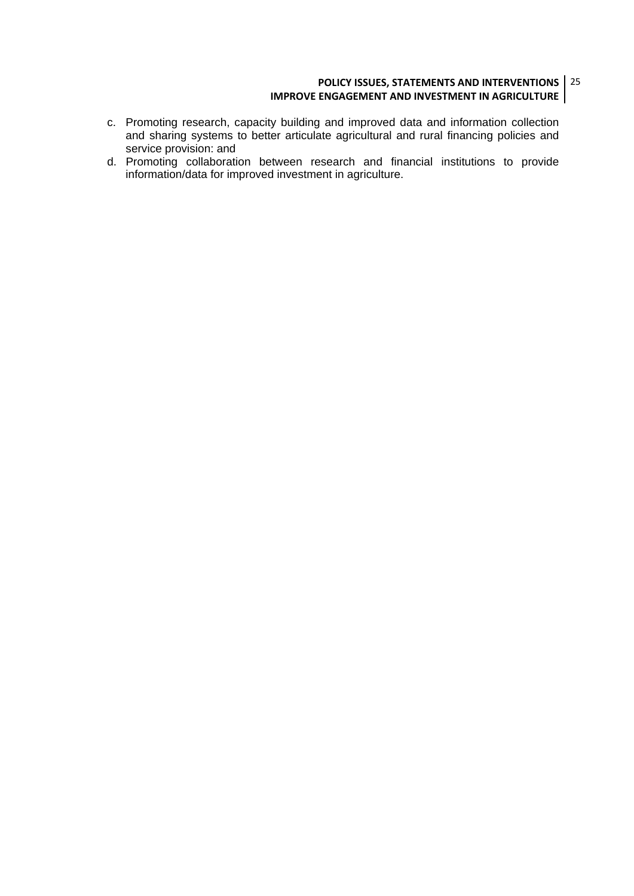c. Promoting research, capacity building and improved data and information collection and sharing systems to better articulate agricultural and rural financing policies and service provision: and
d. Promoting collaboration between research and financial institutions to provide information/data for improved investment in agriculture.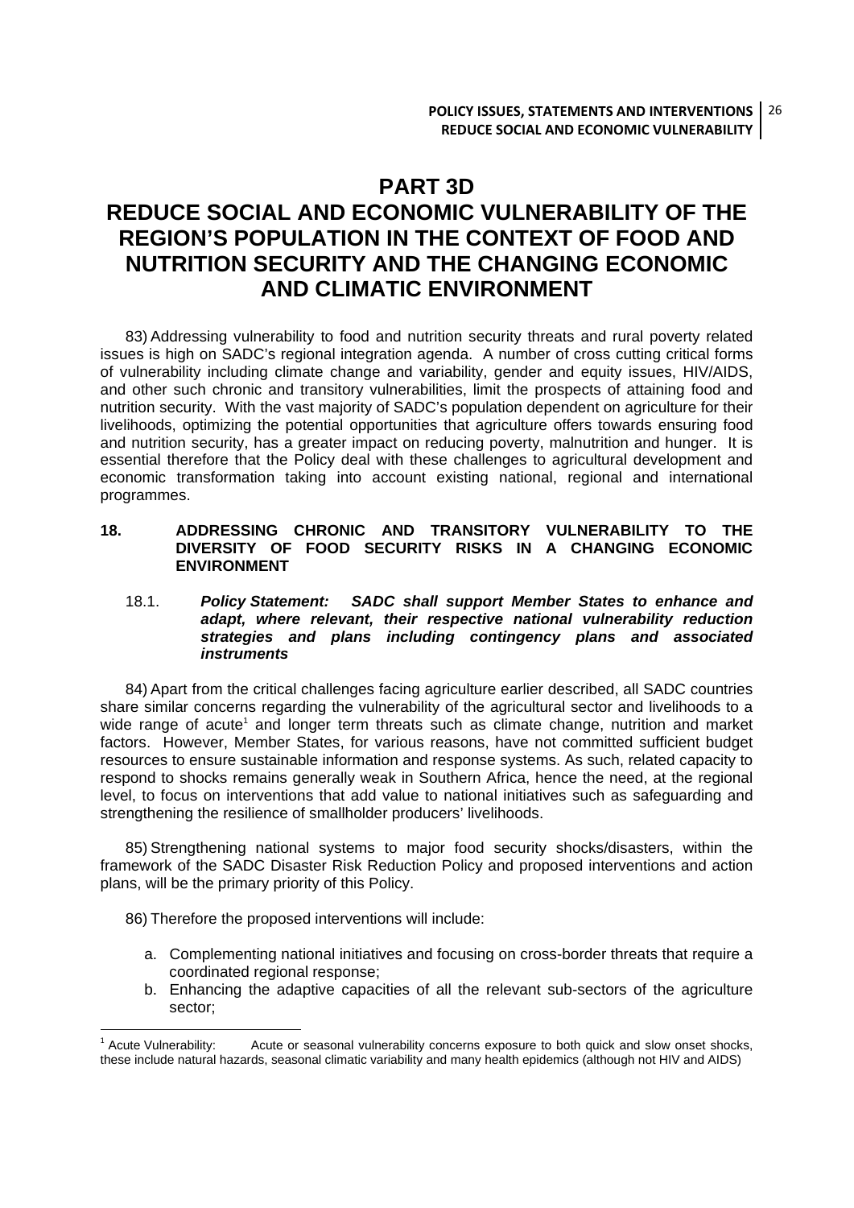# PART 3D

# REDUCE SOCIAL AND ECONOMIC VULNERABILITY OF THE REGION'S POPULATION IN THE CONTEXT OF FOOD AND NUTRITION SECURITY AND THE CHANGING ECONOMIC AND CLIMATIC ENVIRONMENT

83) Addressing vulnerability to food and nutrition security threats and rural poverty related issues is high on SADC's regional integration agenda. A number of cross cutting critical forms of vulnerability including climate change and variability, gender and equity issues, HIV/AIDS, and other such chronic and transitory vulnerabilities, limit the prospects of attaining food and nutrition security. With the vast majority of SADC's population dependent on agriculture for their livelihoods, optimizing the potential opportunities that agriculture offers towards ensuring food and nutrition security, has a greater impact on reducing poverty, malnutrition and hunger. It is essential therefore that the Policy deal with these challenges to agricultural development and economic transformation taking into account existing national, regional and international programmes.

## 18. ADDRESSING CHRONIC AND TRANSITORY VULNERABILITY TO THE DIVERSITY OF FOOD SECURITY RISKS IN A CHANGING ECONOMIC ENVIRONMENT

18.1. ***Policy Statement: SADC shall support Member States to enhance and adapt, where relevant, their respective national vulnerability reduction strategies and plans including contingency plans and associated instruments***

84) Apart from the critical challenges facing agriculture earlier described, all SADC countries share similar concerns regarding the vulnerability of the agricultural sector and livelihoods to a wide range of acute[1] and longer term threats such as climate change, nutrition and market factors. However, Member States, for various reasons, have not committed sufficient budget resources to ensure sustainable information and response systems. As such, related capacity to respond to shocks remains generally weak in Southern Africa, hence the need, at the regional level, to focus on interventions that add value to national initiatives such as safeguarding and strengthening the resilience of smallholder producers' livelihoods.

85) Strengthening national systems to major food security shocks/disasters, within the framework of the SADC Disaster Risk Reduction Policy and proposed interventions and action plans, will be the primary priority of this Policy.

86) Therefore the proposed interventions will include:

a. Complementing national initiatives and focusing on cross-border threats that require a coordinated regional response;
b. Enhancing the adaptive capacities of all the relevant sub-sectors of the agriculture sector;

---

[1] Acute Vulnerability: Acute or seasonal vulnerability concerns exposure to both quick and slow onset shocks, these include natural hazards, seasonal climatic variability and many health epidemics (although not HIV and AIDS)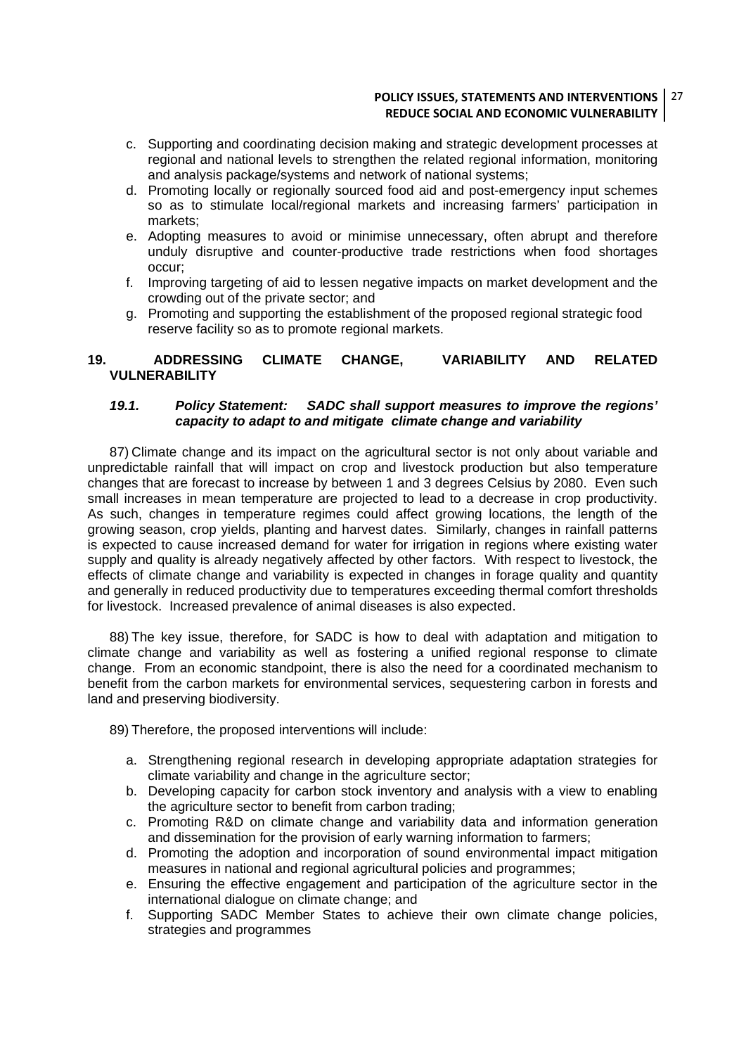c. Supporting and coordinating decision making and strategic development processes at regional and national levels to strengthen the related regional information, monitoring and analysis package/systems and network of national systems;
d. Promoting locally or regionally sourced food aid and post-emergency input schemes so as to stimulate local/regional markets and increasing farmers' participation in markets;
e. Adopting measures to avoid or minimise unnecessary, often abrupt and therefore unduly disruptive and counter-productive trade restrictions when food shortages occur;
f. Improving targeting of aid to lessen negative impacts on market development and the crowding out of the private sector; and
g. Promoting and supporting the establishment of the proposed regional strategic food reserve facility so as to promote regional markets.

## 19. ADDRESSING CLIMATE CHANGE, VARIABILITY AND RELATED VULNERABILITY

### *19.1. Policy Statement: SADC shall support measures to improve the regions' capacity to adapt to and mitigate climate change and variability*

87) Climate change and its impact on the agricultural sector is not only about variable and unpredictable rainfall that will impact on crop and livestock production but also temperature changes that are forecast to increase by between 1 and 3 degrees Celsius by 2080. Even such small increases in mean temperature are projected to lead to a decrease in crop productivity. As such, changes in temperature regimes could affect growing locations, the length of the growing season, crop yields, planting and harvest dates. Similarly, changes in rainfall patterns is expected to cause increased demand for water for irrigation in regions where existing water supply and quality is already negatively affected by other factors. With respect to livestock, the effects of climate change and variability is expected in changes in forage quality and quantity and generally in reduced productivity due to temperatures exceeding thermal comfort thresholds for livestock. Increased prevalence of animal diseases is also expected.

88) The key issue, therefore, for SADC is how to deal with adaptation and mitigation to climate change and variability as well as fostering a unified regional response to climate change. From an economic standpoint, there is also the need for a coordinated mechanism to benefit from the carbon markets for environmental services, sequestering carbon in forests and land and preserving biodiversity.

89) Therefore, the proposed interventions will include:

a. Strengthening regional research in developing appropriate adaptation strategies for climate variability and change in the agriculture sector;
b. Developing capacity for carbon stock inventory and analysis with a view to enabling the agriculture sector to benefit from carbon trading;
c. Promoting R&D on climate change and variability data and information generation and dissemination for the provision of early warning information to farmers;
d. Promoting the adoption and incorporation of sound environmental impact mitigation measures in national and regional agricultural policies and programmes;
e. Ensuring the effective engagement and participation of the agriculture sector in the international dialogue on climate change; and
f. Supporting SADC Member States to achieve their own climate change policies, strategies and programmes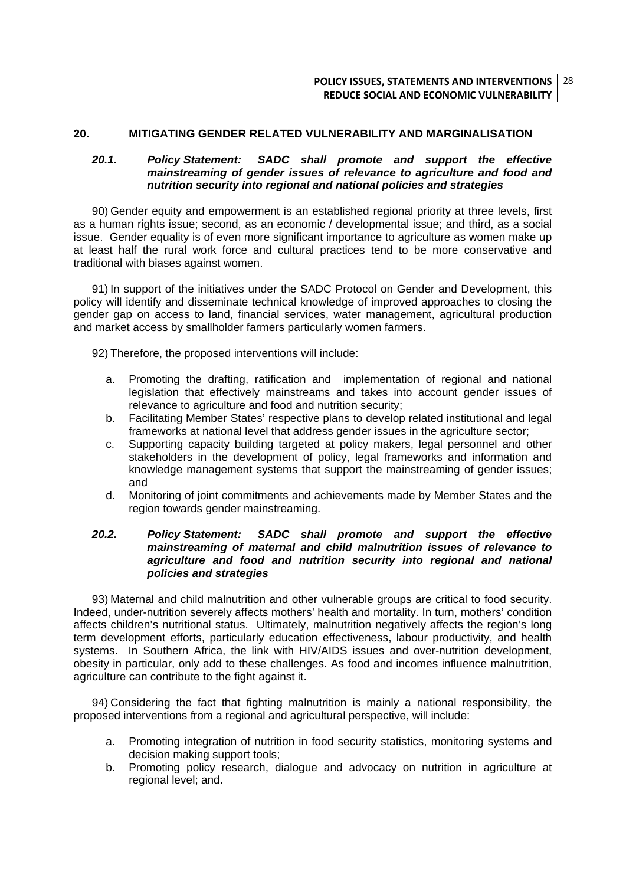## 20. MITIGATING GENDER RELATED VULNERABILITY AND MARGINALISATION

### *20.1. Policy Statement: SADC shall promote and support the effective mainstreaming of gender issues of relevance to agriculture and food and nutrition security into regional and national policies and strategies*

90) Gender equity and empowerment is an established regional priority at three levels, first as a human rights issue; second, as an economic / developmental issue; and third, as a social issue. Gender equality is of even more significant importance to agriculture as women make up at least half the rural work force and cultural practices tend to be more conservative and traditional with biases against women.

91) In support of the initiatives under the SADC Protocol on Gender and Development, this policy will identify and disseminate technical knowledge of improved approaches to closing the gender gap on access to land, financial services, water management, agricultural production and market access by smallholder farmers particularly women farmers.

92) Therefore, the proposed interventions will include:

a. Promoting the drafting, ratification and implementation of regional and national legislation that effectively mainstreams and takes into account gender issues of relevance to agriculture and food and nutrition security;
b. Facilitating Member States' respective plans to develop related institutional and legal frameworks at national level that address gender issues in the agriculture sector;
c. Supporting capacity building targeted at policy makers, legal personnel and other stakeholders in the development of policy, legal frameworks and information and knowledge management systems that support the mainstreaming of gender issues; and
d. Monitoring of joint commitments and achievements made by Member States and the region towards gender mainstreaming.

### *20.2. Policy Statement: SADC shall promote and support the effective mainstreaming of maternal and child malnutrition issues of relevance to agriculture and food and nutrition security into regional and national policies and strategies*

93) Maternal and child malnutrition and other vulnerable groups are critical to food security. Indeed, under-nutrition severely affects mothers' health and mortality. In turn, mothers' condition affects children's nutritional status. Ultimately, malnutrition negatively affects the region's long term development efforts, particularly education effectiveness, labour productivity, and health systems. In Southern Africa, the link with HIV/AIDS issues and over-nutrition development, obesity in particular, only add to these challenges. As food and incomes influence malnutrition, agriculture can contribute to the fight against it.

94) Considering the fact that fighting malnutrition is mainly a national responsibility, the proposed interventions from a regional and agricultural perspective, will include:

a. Promoting integration of nutrition in food security statistics, monitoring systems and decision making support tools;
b. Promoting policy research, dialogue and advocacy on nutrition in agriculture at regional level; and.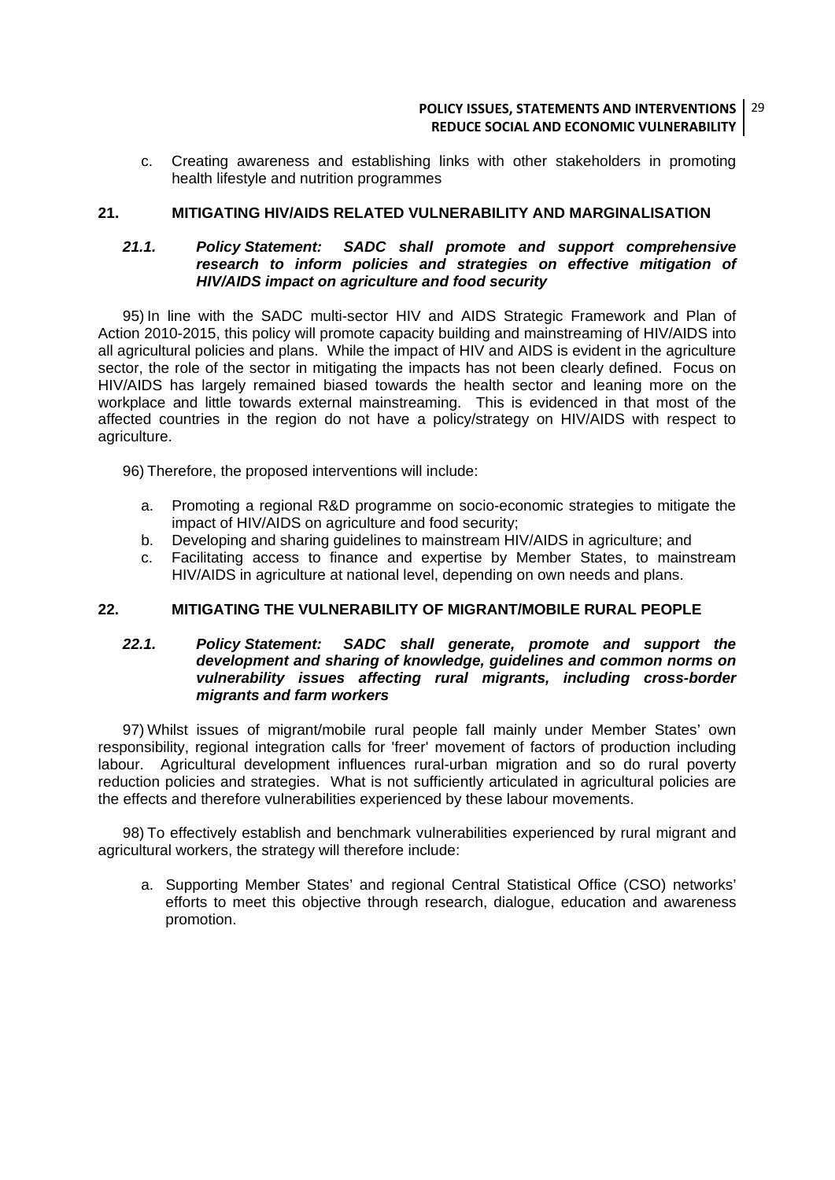c. Creating awareness and establishing links with other stakeholders in promoting health lifestyle and nutrition programmes

## 21. MITIGATING HIV/AIDS RELATED VULNERABILITY AND MARGINALISATION

### *21.1. Policy Statement: SADC shall promote and support comprehensive research to inform policies and strategies on effective mitigation of HIV/AIDS impact on agriculture and food security*

95) In line with the SADC multi-sector HIV and AIDS Strategic Framework and Plan of Action 2010-2015, this policy will promote capacity building and mainstreaming of HIV/AIDS into all agricultural policies and plans. While the impact of HIV and AIDS is evident in the agriculture sector, the role of the sector in mitigating the impacts has not been clearly defined. Focus on HIV/AIDS has largely remained biased towards the health sector and leaning more on the workplace and little towards external mainstreaming. This is evidenced in that most of the affected countries in the region do not have a policy/strategy on HIV/AIDS with respect to agriculture.

96) Therefore, the proposed interventions will include:

a. Promoting a regional R&D programme on socio-economic strategies to mitigate the impact of HIV/AIDS on agriculture and food security;
b. Developing and sharing guidelines to mainstream HIV/AIDS in agriculture; and
c. Facilitating access to finance and expertise by Member States, to mainstream HIV/AIDS in agriculture at national level, depending on own needs and plans.

## 22. MITIGATING THE VULNERABILITY OF MIGRANT/MOBILE RURAL PEOPLE

### *22.1. Policy Statement: SADC shall generate, promote and support the development and sharing of knowledge, guidelines and common norms on vulnerability issues affecting rural migrants, including cross-border migrants and farm workers*

97) Whilst issues of migrant/mobile rural people fall mainly under Member States' own responsibility, regional integration calls for 'freer' movement of factors of production including labour. Agricultural development influences rural-urban migration and so do rural poverty reduction policies and strategies. What is not sufficiently articulated in agricultural policies are the effects and therefore vulnerabilities experienced by these labour movements.

98) To effectively establish and benchmark vulnerabilities experienced by rural migrant and agricultural workers, the strategy will therefore include:

a. Supporting Member States' and regional Central Statistical Office (CSO) networks' efforts to meet this objective through research, dialogue, education and awareness promotion.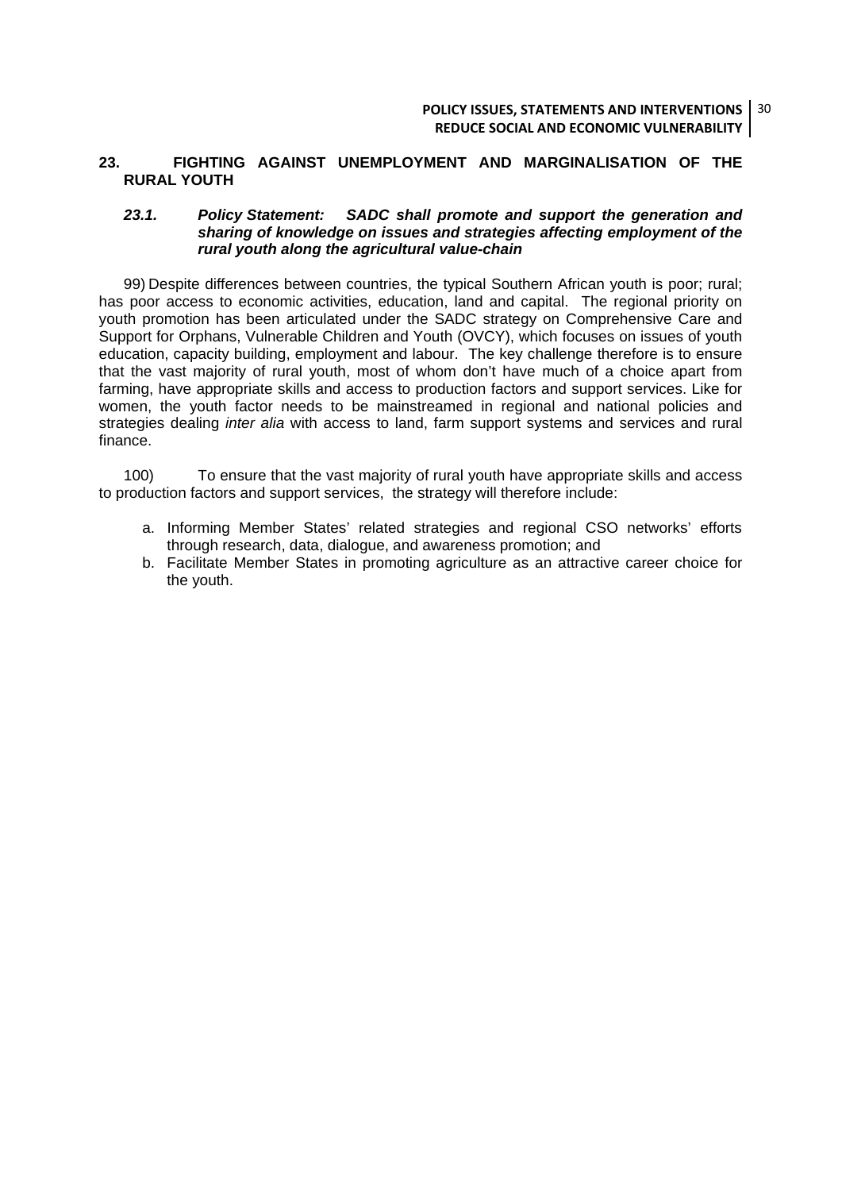## 23. FIGHTING AGAINST UNEMPLOYMENT AND MARGINALISATION OF THE RURAL YOUTH

### *23.1. Policy Statement: SADC shall promote and support the generation and sharing of knowledge on issues and strategies affecting employment of the rural youth along the agricultural value-chain*

99) Despite differences between countries, the typical Southern African youth is poor; rural; has poor access to economic activities, education, land and capital. The regional priority on youth promotion has been articulated under the SADC strategy on Comprehensive Care and Support for Orphans, Vulnerable Children and Youth (OVCY), which focuses on issues of youth education, capacity building, employment and labour. The key challenge therefore is to ensure that the vast majority of rural youth, most of whom don't have much of a choice apart from farming, have appropriate skills and access to production factors and support services. Like for women, the youth factor needs to be mainstreamed in regional and national policies and strategies dealing *inter alia* with access to land, farm support systems and services and rural finance.

100) To ensure that the vast majority of rural youth have appropriate skills and access to production factors and support services, the strategy will therefore include:

a. Informing Member States' related strategies and regional CSO networks' efforts through research, data, dialogue, and awareness promotion; and
b. Facilitate Member States in promoting agriculture as an attractive career choice for the youth.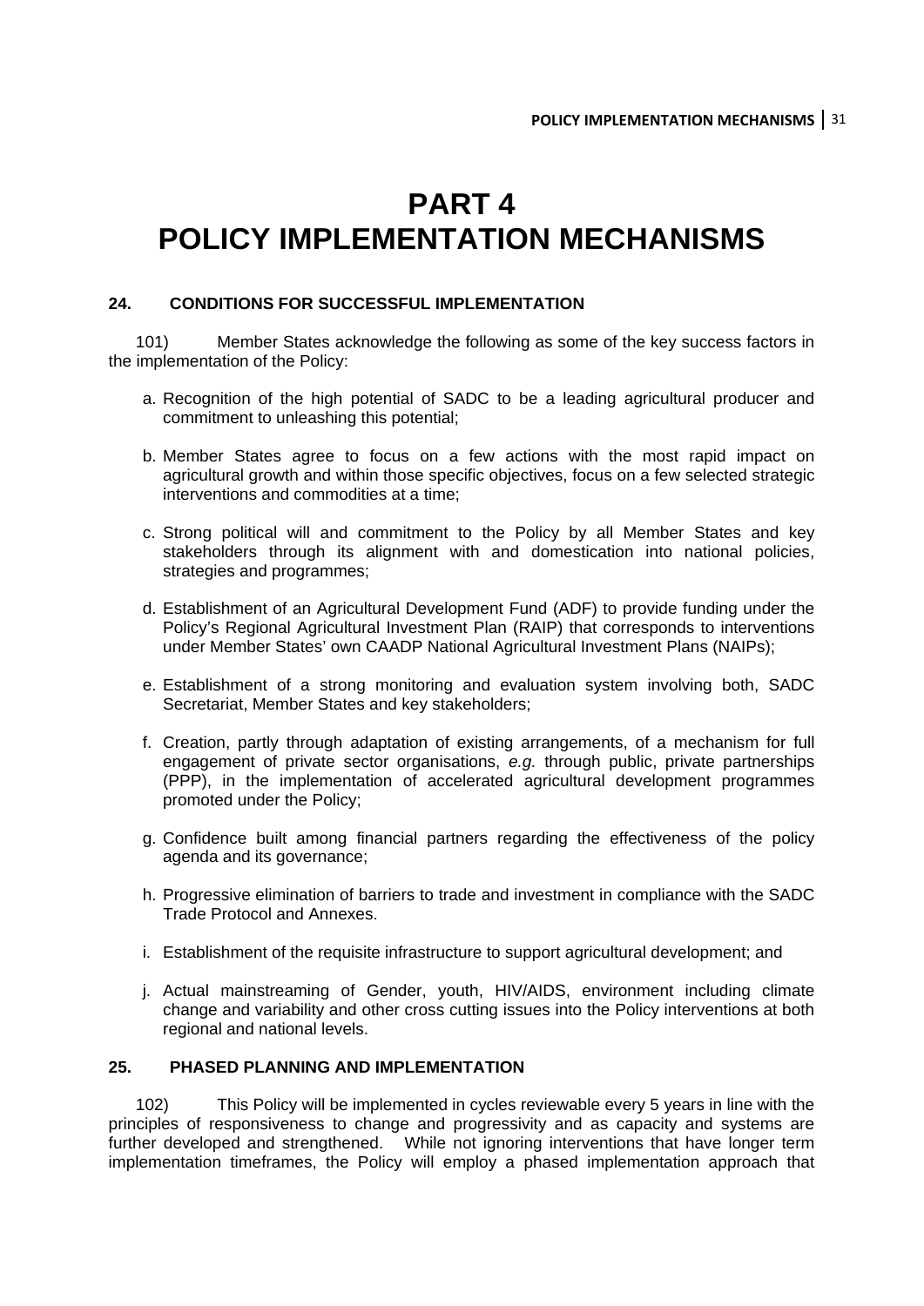# PART 4
# POLICY IMPLEMENTATION MECHANISMS

## 24. CONDITIONS FOR SUCCESSFUL IMPLEMENTATION

101) Member States acknowledge the following as some of the key success factors in the implementation of the Policy:

a. Recognition of the high potential of SADC to be a leading agricultural producer and commitment to unleashing this potential;

b. Member States agree to focus on a few actions with the most rapid impact on agricultural growth and within those specific objectives, focus on a few selected strategic interventions and commodities at a time;

c. Strong political will and commitment to the Policy by all Member States and key stakeholders through its alignment with and domestication into national policies, strategies and programmes;

d. Establishment of an Agricultural Development Fund (ADF) to provide funding under the Policy's Regional Agricultural Investment Plan (RAIP) that corresponds to interventions under Member States' own CAADP National Agricultural Investment Plans (NAIPs);

e. Establishment of a strong monitoring and evaluation system involving both, SADC Secretariat, Member States and key stakeholders;

f. Creation, partly through adaptation of existing arrangements, of a mechanism for full engagement of private sector organisations, *e.g.* through public, private partnerships (PPP), in the implementation of accelerated agricultural development programmes promoted under the Policy;

g. Confidence built among financial partners regarding the effectiveness of the policy agenda and its governance;

h. Progressive elimination of barriers to trade and investment in compliance with the SADC Trade Protocol and Annexes.

i. Establishment of the requisite infrastructure to support agricultural development; and

j. Actual mainstreaming of Gender, youth, HIV/AIDS, environment including climate change and variability and other cross cutting issues into the Policy interventions at both regional and national levels.

## 25. PHASED PLANNING AND IMPLEMENTATION

102) This Policy will be implemented in cycles reviewable every 5 years in line with the principles of responsiveness to change and progressivity and as capacity and systems are further developed and strengthened. While not ignoring interventions that have longer term implementation timeframes, the Policy will employ a phased implementation approach that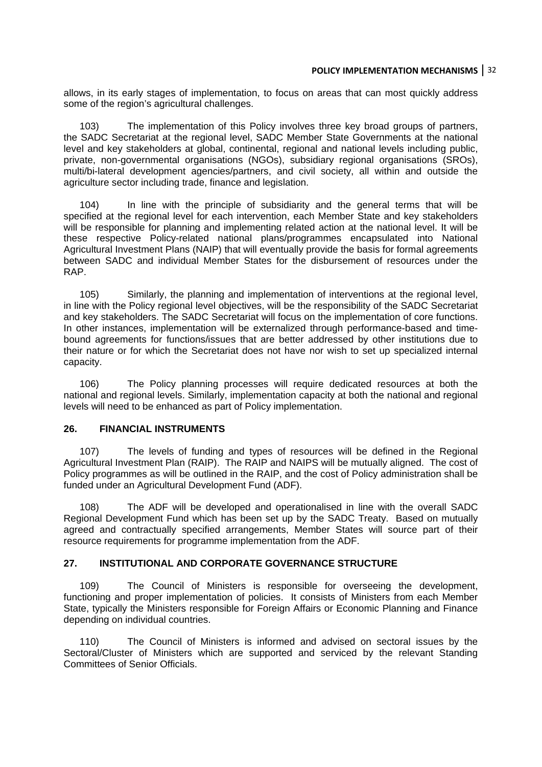allows, in its early stages of implementation, to focus on areas that can most quickly address some of the region's agricultural challenges.

103) The implementation of this Policy involves three key broad groups of partners, the SADC Secretariat at the regional level, SADC Member State Governments at the national level and key stakeholders at global, continental, regional and national levels including public, private, non-governmental organisations (NGOs), subsidiary regional organisations (SROs), multi/bi-lateral development agencies/partners, and civil society, all within and outside the agriculture sector including trade, finance and legislation.

104) In line with the principle of subsidiarity and the general terms that will be specified at the regional level for each intervention, each Member State and key stakeholders will be responsible for planning and implementing related action at the national level. It will be these respective Policy-related national plans/programmes encapsulated into National Agricultural Investment Plans (NAIP) that will eventually provide the basis for formal agreements between SADC and individual Member States for the disbursement of resources under the RAP.

105) Similarly, the planning and implementation of interventions at the regional level, in line with the Policy regional level objectives, will be the responsibility of the SADC Secretariat and key stakeholders. The SADC Secretariat will focus on the implementation of core functions. In other instances, implementation will be externalized through performance-based and time-bound agreements for functions/issues that are better addressed by other institutions due to their nature or for which the Secretariat does not have nor wish to set up specialized internal capacity.

106) The Policy planning processes will require dedicated resources at both the national and regional levels. Similarly, implementation capacity at both the national and regional levels will need to be enhanced as part of Policy implementation.

## 26. FINANCIAL INSTRUMENTS

107) The levels of funding and types of resources will be defined in the Regional Agricultural Investment Plan (RAIP). The RAIP and NAIPS will be mutually aligned. The cost of Policy programmes as will be outlined in the RAIP, and the cost of Policy administration shall be funded under an Agricultural Development Fund (ADF).

108) The ADF will be developed and operationalised in line with the overall SADC Regional Development Fund which has been set up by the SADC Treaty. Based on mutually agreed and contractually specified arrangements, Member States will source part of their resource requirements for programme implementation from the ADF.

## 27. INSTITUTIONAL AND CORPORATE GOVERNANCE STRUCTURE

109) The Council of Ministers is responsible for overseeing the development, functioning and proper implementation of policies. It consists of Ministers from each Member State, typically the Ministers responsible for Foreign Affairs or Economic Planning and Finance depending on individual countries.

110) The Council of Ministers is informed and advised on sectoral issues by the Sectoral/Cluster of Ministers which are supported and serviced by the relevant Standing Committees of Senior Officials.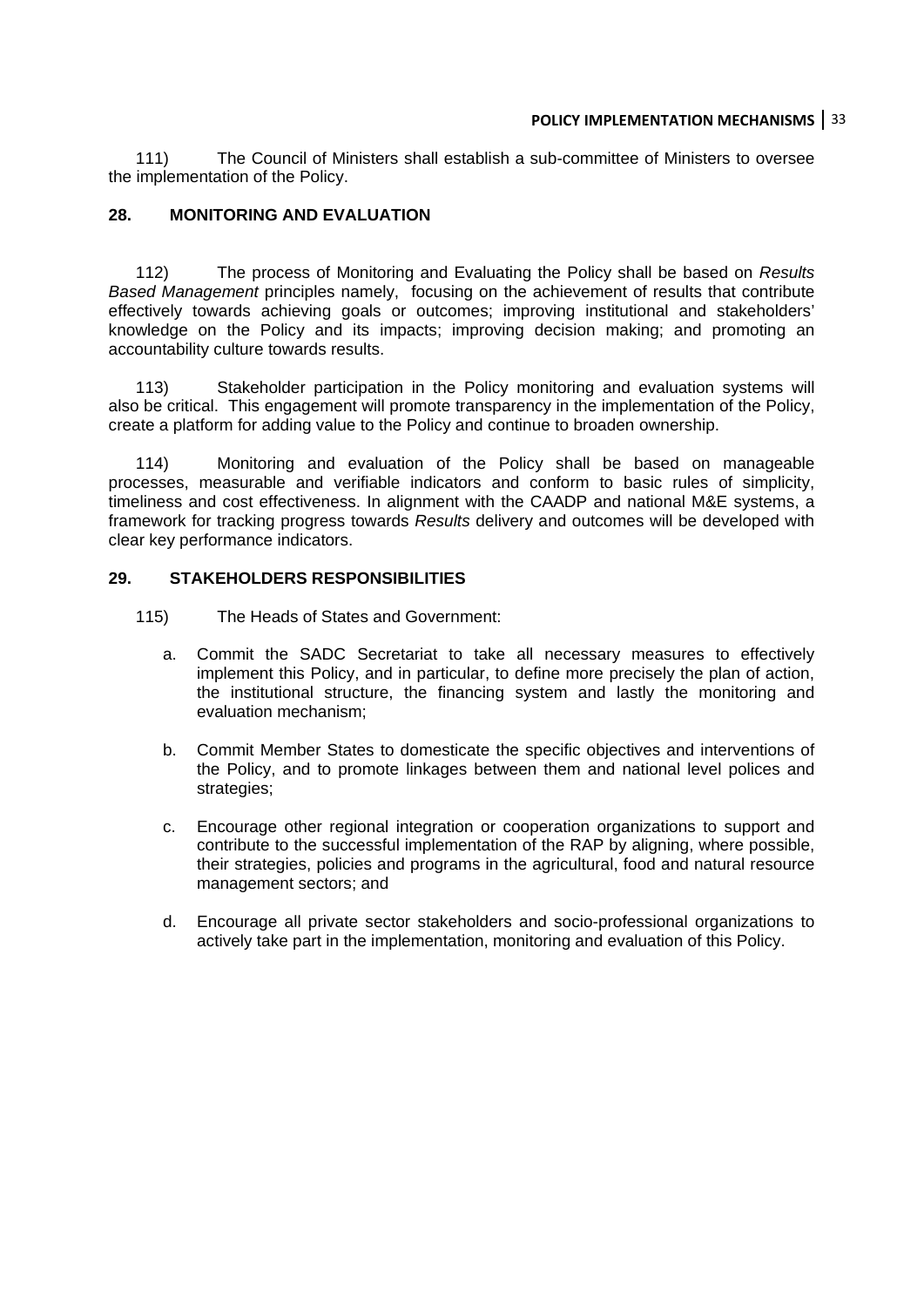111) The Council of Ministers shall establish a sub-committee of Ministers to oversee the implementation of the Policy.

## 28. MONITORING AND EVALUATION

112) The process of Monitoring and Evaluating the Policy shall be based on *Results Based Management* principles namely, focusing on the achievement of results that contribute effectively towards achieving goals or outcomes; improving institutional and stakeholders' knowledge on the Policy and its impacts; improving decision making; and promoting an accountability culture towards results.

113) Stakeholder participation in the Policy monitoring and evaluation systems will also be critical. This engagement will promote transparency in the implementation of the Policy, create a platform for adding value to the Policy and continue to broaden ownership.

114) Monitoring and evaluation of the Policy shall be based on manageable processes, measurable and verifiable indicators and conform to basic rules of simplicity, timeliness and cost effectiveness. In alignment with the CAADP and national M&E systems, a framework for tracking progress towards *Results* delivery and outcomes will be developed with clear key performance indicators.

## 29. STAKEHOLDERS RESPONSIBILITIES

115) The Heads of States and Government:

a. Commit the SADC Secretariat to take all necessary measures to effectively implement this Policy, and in particular, to define more precisely the plan of action, the institutional structure, the financing system and lastly the monitoring and evaluation mechanism;

b. Commit Member States to domesticate the specific objectives and interventions of the Policy, and to promote linkages between them and national level polices and strategies;

c. Encourage other regional integration or cooperation organizations to support and contribute to the successful implementation of the RAP by aligning, where possible, their strategies, policies and programs in the agricultural, food and natural resource management sectors; and

d. Encourage all private sector stakeholders and socio-professional organizations to actively take part in the implementation, monitoring and evaluation of this Policy.